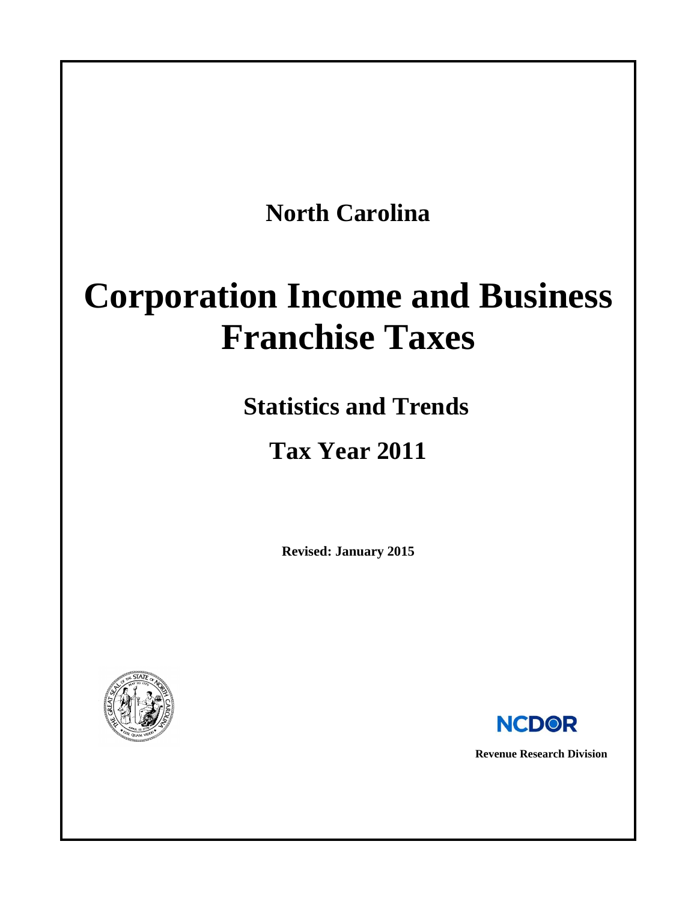**North Carolina**

# Corporation Income and Business Franchise Taxes

## Statistics and Trends

## Tax Year 2011

**Revised: January 2015**

NCDOR

**Revenue Research Division**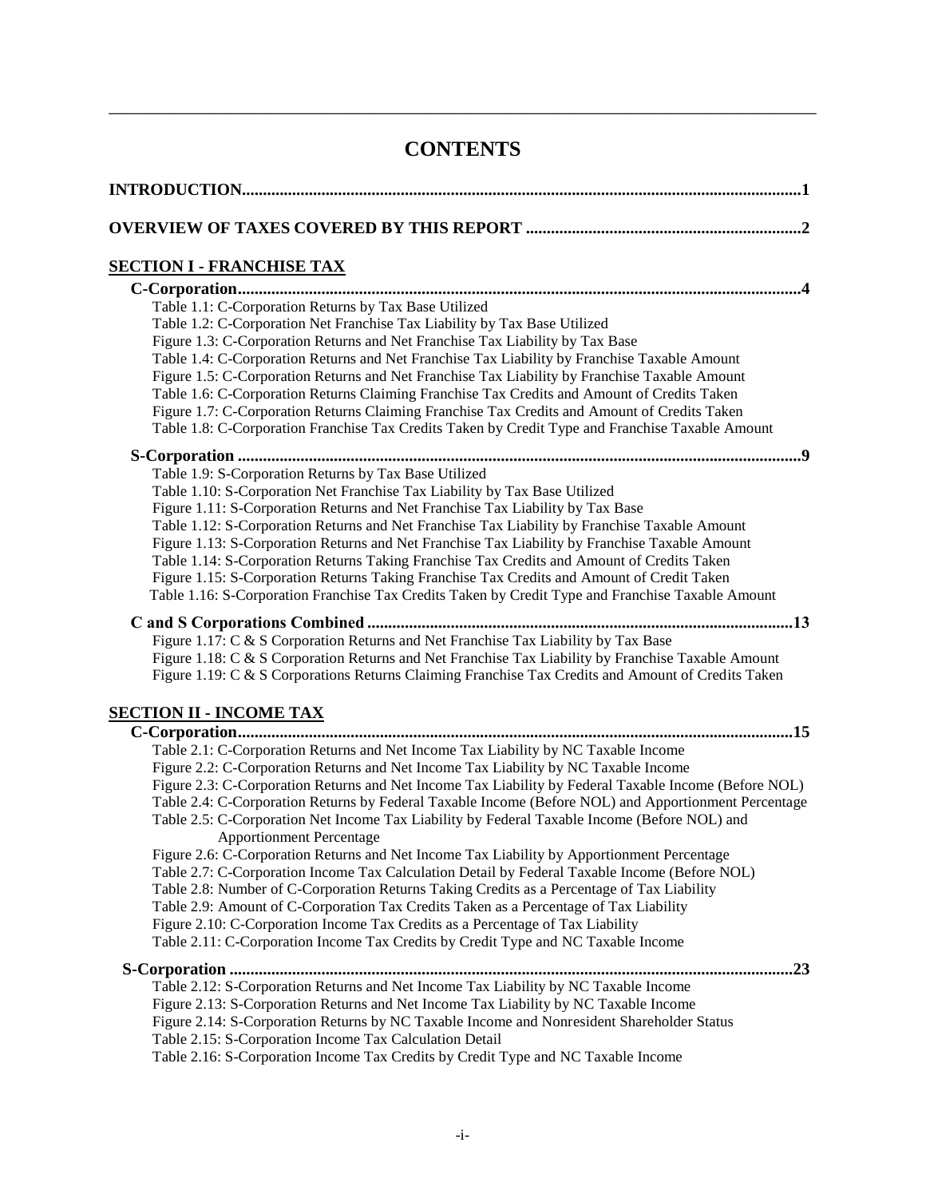# CONTENTS

**INTRODUCTION....................................................................................................................................1**

**OVERVIEW OF TAXES COVERED BY THIS REPORT .................................................................2**

## SECTION I - FRANCHISE TAX

**C-Corporation......................................................................................................................................4**

- Table 1.1: C-Corporation Returns by Tax Base Utilized
- Table 1.2: C-Corporation Net Franchise Tax Liability by Tax Base Utilized
- Figure 1.3: C-Corporation Returns and Net Franchise Tax Liability by Tax Base
- Table 1.4: C-Corporation Returns and Net Franchise Tax Liability by Franchise Taxable Amount
- Figure 1.5: C-Corporation Returns and Net Franchise Tax Liability by Franchise Taxable Amount
- Table 1.6: C-Corporation Returns Claiming Franchise Tax Credits and Amount of Credits Taken
- Figure 1.7: C-Corporation Returns Claiming Franchise Tax Credits and Amount of Credits Taken
- Table 1.8: C-Corporation Franchise Tax Credits Taken by Credit Type and Franchise Taxable Amount

**S-Corporation ......................................................................................................................................9**

- Table 1.9: S-Corporation Returns by Tax Base Utilized
- Table 1.10: S-Corporation Net Franchise Tax Liability by Tax Base Utilized
- Figure 1.11: S-Corporation Returns and Net Franchise Tax Liability by Tax Base
- Table 1.12: S-Corporation Returns and Net Franchise Tax Liability by Franchise Taxable Amount
- Figure 1.13: S-Corporation Returns and Net Franchise Tax Liability by Franchise Taxable Amount
- Table 1.14: S-Corporation Returns Taking Franchise Tax Credits and Amount of Credits Taken
- Figure 1.15: S-Corporation Returns Taking Franchise Tax Credits and Amount of Credit Taken
- Table 1.16: S-Corporation Franchise Tax Credits Taken by Credit Type and Franchise Taxable Amount

**C and S Corporations Combined .....................................................................................................13**

- Figure 1.17: C & S Corporation Returns and Net Franchise Tax Liability by Tax Base
- Figure 1.18: C & S Corporation Returns and Net Franchise Tax Liability by Franchise Taxable Amount
- Figure 1.19: C & S Corporations Returns Claiming Franchise Tax Credits and Amount of Credits Taken

## SECTION II - INCOME TAX

**C-Corporation....................................................................................................................................15**

- Table 2.1: C-Corporation Returns and Net Income Tax Liability by NC Taxable Income
- Figure 2.2: C-Corporation Returns and Net Income Tax Liability by NC Taxable Income
- Figure 2.3: C-Corporation Returns and Net Income Tax Liability by Federal Taxable Income (Before NOL)
- Table 2.4: C-Corporation Returns by Federal Taxable Income (Before NOL) and Apportionment Percentage
- Table 2.5: C-Corporation Net Income Tax Liability by Federal Taxable Income (Before NOL) and Apportionment Percentage
- Figure 2.6: C-Corporation Returns and Net Income Tax Liability by Apportionment Percentage
- Table 2.7: C-Corporation Income Tax Calculation Detail by Federal Taxable Income (Before NOL)
- Table 2.8: Number of C-Corporation Returns Taking Credits as a Percentage of Tax Liability
- Table 2.9: Amount of C-Corporation Tax Credits Taken as a Percentage of Tax Liability
- Figure 2.10: C-Corporation Income Tax Credits as a Percentage of Tax Liability
- Table 2.11: C-Corporation Income Tax Credits by Credit Type and NC Taxable Income

**S-Corporation ....................................................................................................................................23**

- Table 2.12: S-Corporation Returns and Net Income Tax Liability by NC Taxable Income
- Figure 2.13: S-Corporation Returns and Net Income Tax Liability by NC Taxable Income
- Figure 2.14: S-Corporation Returns by NC Taxable Income and Nonresident Shareholder Status
- Table 2.15: S-Corporation Income Tax Calculation Detail
- Table 2.16: S-Corporation Income Tax Credits by Credit Type and NC Taxable Income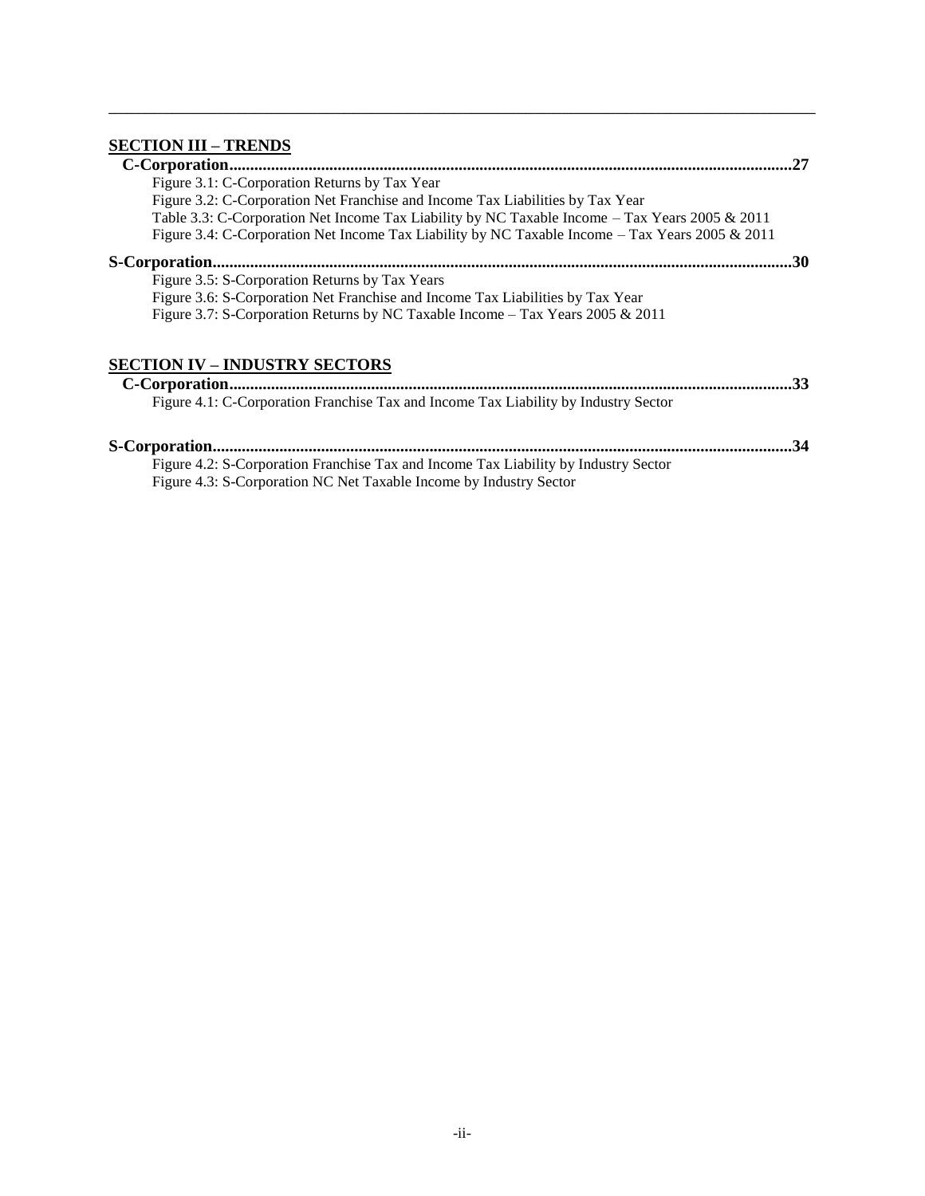## SECTION III – TRENDS

**C-Corporation......................................................................................................................................27**

Figure 3.1: C-Corporation Returns by Tax Year
Figure 3.2: C-Corporation Net Franchise and Income Tax Liabilities by Tax Year
Table 3.3: C-Corporation Net Income Tax Liability by NC Taxable Income – Tax Years 2005 & 2011
Figure 3.4: C-Corporation Net Income Tax Liability by NC Taxable Income – Tax Years 2005 & 2011

**S-Corporation......................................................................................................................................30**

Figure 3.5: S-Corporation Returns by Tax Years
Figure 3.6: S-Corporation Net Franchise and Income Tax Liabilities by Tax Year
Figure 3.7: S-Corporation Returns by NC Taxable Income – Tax Years 2005 & 2011

## SECTION IV – INDUSTRY SECTORS

**C-Corporation......................................................................................................................................33**

Figure 4.1: C-Corporation Franchise Tax and Income Tax Liability by Industry Sector

**S-Corporation......................................................................................................................................34**

Figure 4.2: S-Corporation Franchise Tax and Income Tax Liability by Industry Sector
Figure 4.3: S-Corporation NC Net Taxable Income by Industry Sector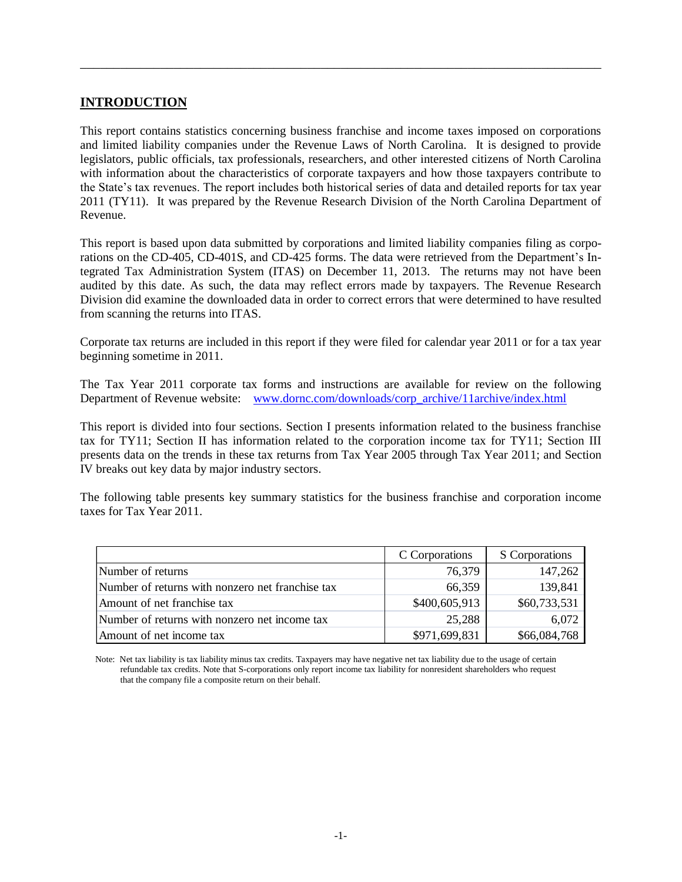## INTRODUCTION

This report contains statistics concerning business franchise and income taxes imposed on corporations and limited liability companies under the Revenue Laws of North Carolina. It is designed to provide legislators, public officials, tax professionals, researchers, and other interested citizens of North Carolina with information about the characteristics of corporate taxpayers and how those taxpayers contribute to the State's tax revenues. The report includes both historical series of data and detailed reports for tax year 2011 (TY11). It was prepared by the Revenue Research Division of the North Carolina Department of Revenue.

This report is based upon data submitted by corporations and limited liability companies filing as corporations on the CD-405, CD-401S, and CD-425 forms. The data were retrieved from the Department's Integrated Tax Administration System (ITAS) on December 11, 2013. The returns may not have been audited by this date. As such, the data may reflect errors made by taxpayers. The Revenue Research Division did examine the downloaded data in order to correct errors that were determined to have resulted from scanning the returns into ITAS.

Corporate tax returns are included in this report if they were filed for calendar year 2011 or for a tax year beginning sometime in 2011.

The Tax Year 2011 corporate tax forms and instructions are available for review on the following Department of Revenue website: www.dornc.com/downloads/corp_archive/11archive/index.html

This report is divided into four sections. Section I presents information related to the business franchise tax for TY11; Section II has information related to the corporation income tax for TY11; Section III presents data on the trends in these tax returns from Tax Year 2005 through Tax Year 2011; and Section IV breaks out key data by major industry sectors.

The following table presents key summary statistics for the business franchise and corporation income taxes for Tax Year 2011.

| | C Corporations | S Corporations |
|---|---|---|
| Number of returns | 76,379 | 147,262 |
| Number of returns with nonzero net franchise tax | 66,359 | 139,841 |
| Amount of net franchise tax | $400,605,913 | $60,733,531 |
| Number of returns with nonzero net income tax | 25,288 | 6,072 |
| Amount of net income tax | $971,699,831 | $66,084,768 |

Note: Net tax liability is tax liability minus tax credits. Taxpayers may have negative net tax liability due to the usage of certain refundable tax credits. Note that S-corporations only report income tax liability for nonresident shareholders who request that the company file a composite return on their behalf.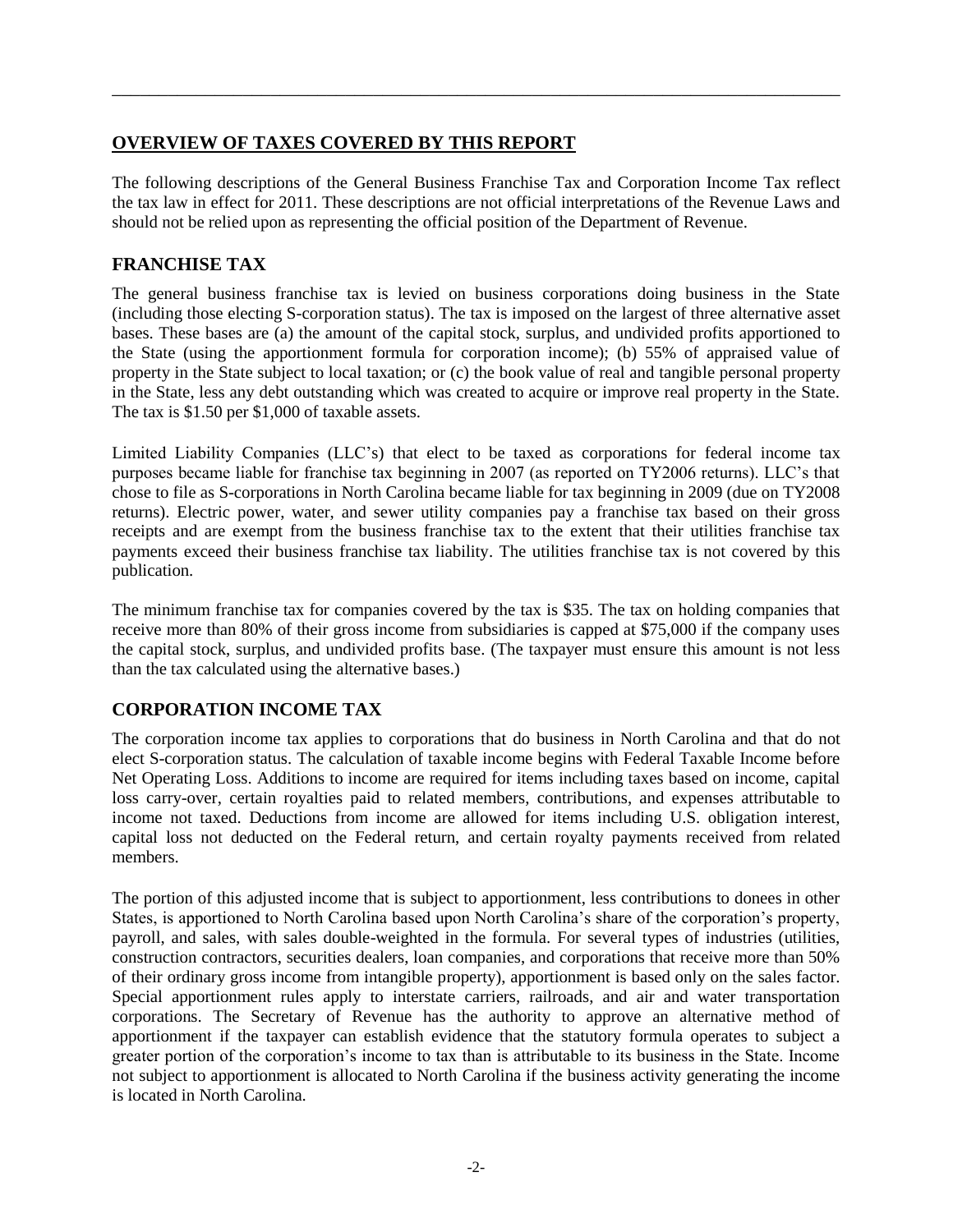## OVERVIEW OF TAXES COVERED BY THIS REPORT

The following descriptions of the General Business Franchise Tax and Corporation Income Tax reflect the tax law in effect for 2011. These descriptions are not official interpretations of the Revenue Laws and should not be relied upon as representing the official position of the Department of Revenue.

## FRANCHISE TAX

The general business franchise tax is levied on business corporations doing business in the State (including those electing S-corporation status). The tax is imposed on the largest of three alternative asset bases. These bases are (a) the amount of the capital stock, surplus, and undivided profits apportioned to the State (using the apportionment formula for corporation income); (b) 55% of appraised value of property in the State subject to local taxation; or (c) the book value of real and tangible personal property in the State, less any debt outstanding which was created to acquire or improve real property in the State. The tax is $1.50 per $1,000 of taxable assets.

Limited Liability Companies (LLC's) that elect to be taxed as corporations for federal income tax purposes became liable for franchise tax beginning in 2007 (as reported on TY2006 returns). LLC's that chose to file as S-corporations in North Carolina became liable for tax beginning in 2009 (due on TY2008 returns). Electric power, water, and sewer utility companies pay a franchise tax based on their gross receipts and are exempt from the business franchise tax to the extent that their utilities franchise tax payments exceed their business franchise tax liability. The utilities franchise tax is not covered by this publication.

The minimum franchise tax for companies covered by the tax is $35. The tax on holding companies that receive more than 80% of their gross income from subsidiaries is capped at $75,000 if the company uses the capital stock, surplus, and undivided profits base. (The taxpayer must ensure this amount is not less than the tax calculated using the alternative bases.)

## CORPORATION INCOME TAX

The corporation income tax applies to corporations that do business in North Carolina and that do not elect S-corporation status. The calculation of taxable income begins with Federal Taxable Income before Net Operating Loss. Additions to income are required for items including taxes based on income, capital loss carry-over, certain royalties paid to related members, contributions, and expenses attributable to income not taxed. Deductions from income are allowed for items including U.S. obligation interest, capital loss not deducted on the Federal return, and certain royalty payments received from related members.

The portion of this adjusted income that is subject to apportionment, less contributions to donees in other States, is apportioned to North Carolina based upon North Carolina's share of the corporation's property, payroll, and sales, with sales double-weighted in the formula. For several types of industries (utilities, construction contractors, securities dealers, loan companies, and corporations that receive more than 50% of their ordinary gross income from intangible property), apportionment is based only on the sales factor. Special apportionment rules apply to interstate carriers, railroads, and air and water transportation corporations. The Secretary of Revenue has the authority to approve an alternative method of apportionment if the taxpayer can establish evidence that the statutory formula operates to subject a greater portion of the corporation's income to tax than is attributable to its business in the State. Income not subject to apportionment is allocated to North Carolina if the business activity generating the income is located in North Carolina.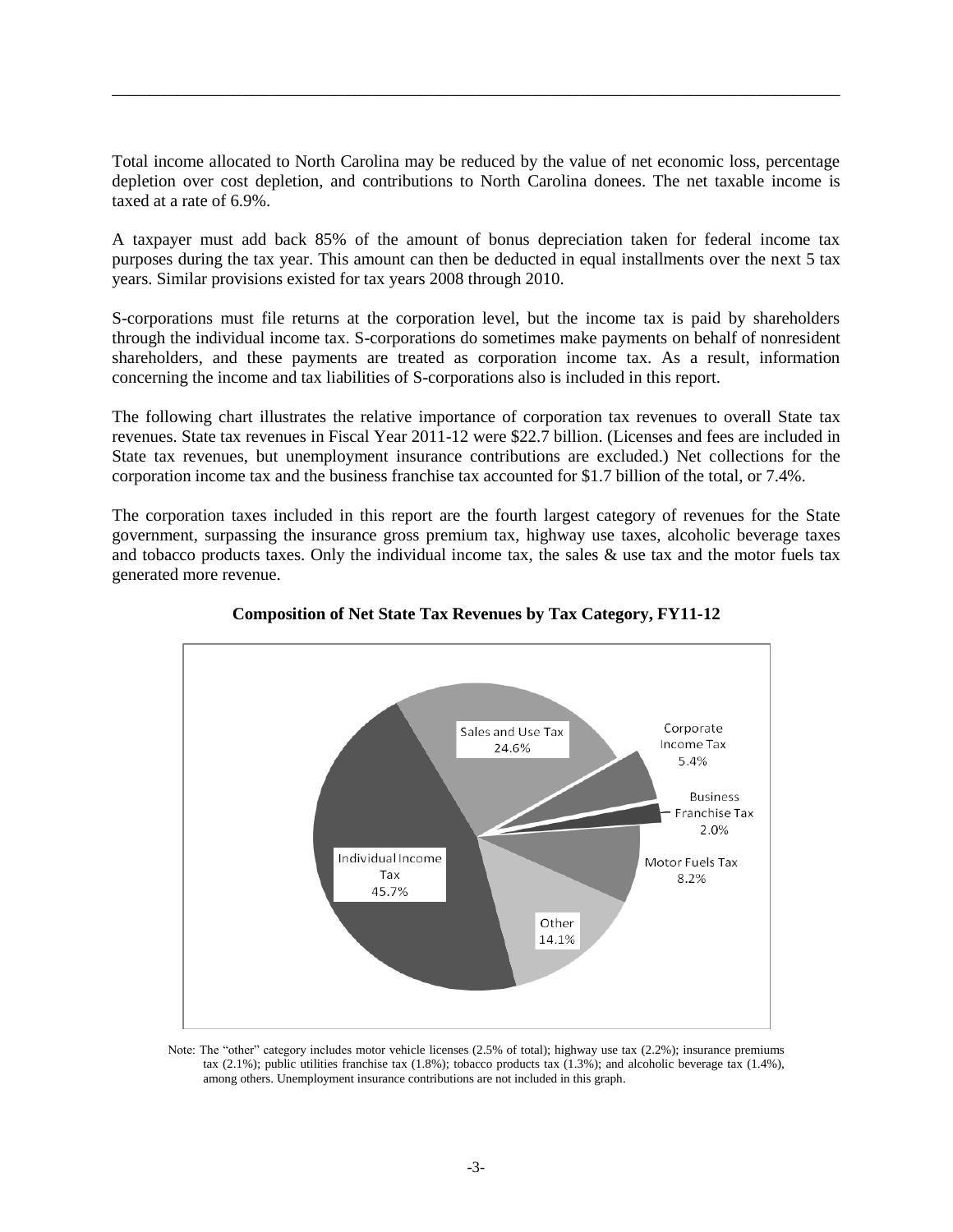Total income allocated to North Carolina may be reduced by the value of net economic loss, percentage depletion over cost depletion, and contributions to North Carolina donees. The net taxable income is taxed at a rate of 6.9%.

A taxpayer must add back 85% of the amount of bonus depreciation taken for federal income tax purposes during the tax year. This amount can then be deducted in equal installments over the next 5 tax years. Similar provisions existed for tax years 2008 through 2010.

S-corporations must file returns at the corporation level, but the income tax is paid by shareholders through the individual income tax. S-corporations do sometimes make payments on behalf of nonresident shareholders, and these payments are treated as corporation income tax. As a result, information concerning the income and tax liabilities of S-corporations also is included in this report.

The following chart illustrates the relative importance of corporation tax revenues to overall State tax revenues. State tax revenues in Fiscal Year 2011-12 were $22.7 billion. (Licenses and fees are included in State tax revenues, but unemployment insurance contributions are excluded.) Net collections for the corporation income tax and the business franchise tax accounted for $1.7 billion of the total, or 7.4%.

The corporation taxes included in this report are the fourth largest category of revenues for the State government, surpassing the insurance gross premium tax, highway use taxes, alcoholic beverage taxes and tobacco products taxes. Only the individual income tax, the sales & use tax and the motor fuels tax generated more revenue.

**Composition of Net State Tax Revenues by Tax Category, FY11-12**

| Tax Category | Share |
|---|---|
| Individual Income Tax | 45.7% |
| Sales and Use Tax | 24.6% |
| Corporate Income Tax | 5.4% |
| Business Franchise Tax | 2.0% |
| Motor Fuels Tax | 8.2% |
| Other | 14.1% |

Note: The "other" category includes motor vehicle licenses (2.5% of total); highway use tax (2.2%); insurance premiums tax (2.1%); public utilities franchise tax (1.8%); tobacco products tax (1.3%); and alcoholic beverage tax (1.4%), among others. Unemployment insurance contributions are not included in this graph.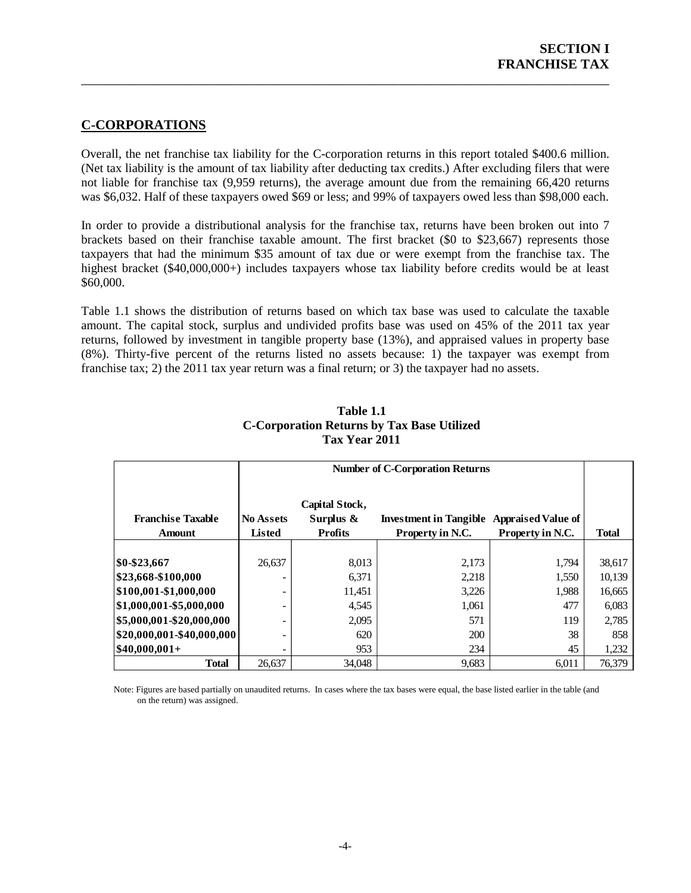## C-CORPORATIONS

Overall, the net franchise tax liability for the C-corporation returns in this report totaled $400.6 million. (Net tax liability is the amount of tax liability after deducting tax credits.) After excluding filers that were not liable for franchise tax (9,959 returns), the average amount due from the remaining 66,420 returns was $6,032. Half of these taxpayers owed $69 or less; and 99% of taxpayers owed less than $98,000 each.

In order to provide a distributional analysis for the franchise tax, returns have been broken out into 7 brackets based on their franchise taxable amount. The first bracket ($0 to $23,667) represents those taxpayers that had the minimum $35 amount of tax due or were exempt from the franchise tax. The highest bracket ($40,000,000+) includes taxpayers whose tax liability before credits would be at least $60,000.

Table 1.1 shows the distribution of returns based on which tax base was used to calculate the taxable amount. The capital stock, surplus and undivided profits base was used on 45% of the 2011 tax year returns, followed by investment in tangible property base (13%), and appraised values in property base (8%). Thirty-five percent of the returns listed no assets because: 1) the taxpayer was exempt from franchise tax; 2) the 2011 tax year return was a final return; or 3) the taxpayer had no assets.

**Table 1.1**
**C-Corporation Returns by Tax Base Utilized**
**Tax Year 2011**

| | Number of C-Corporation Returns | | | | |
|---|---|---|---|---|---|
| **Franchise Taxable Amount** | **No Assets Listed** | **Capital Stock, Surplus & Profits** | **Investment in Tangible Property in N.C.** | **Appraised Value of Property in N.C.** | **Total** |
| **$0-$23,667** | 26,637 | 8,013 | 2,173 | 1,794 | 38,617 |
| **$23,668-$100,000** | - | 6,371 | 2,218 | 1,550 | 10,139 |
| **$100,001-$1,000,000** | - | 11,451 | 3,226 | 1,988 | 16,665 |
| **$1,000,001-$5,000,000** | - | 4,545 | 1,061 | 477 | 6,083 |
| **$5,000,001-$20,000,000** | - | 2,095 | 571 | 119 | 2,785 |
| **$20,000,001-$40,000,000** | - | 620 | 200 | 38 | 858 |
| **$40,000,001+** | - | 953 | 234 | 45 | 1,232 |
| **Total** | 26,637 | 34,048 | 9,683 | 6,011 | 76,379 |

Note: Figures are based partially on unaudited returns. In cases where the tax bases were equal, the base listed earlier in the table (and on the return) was assigned.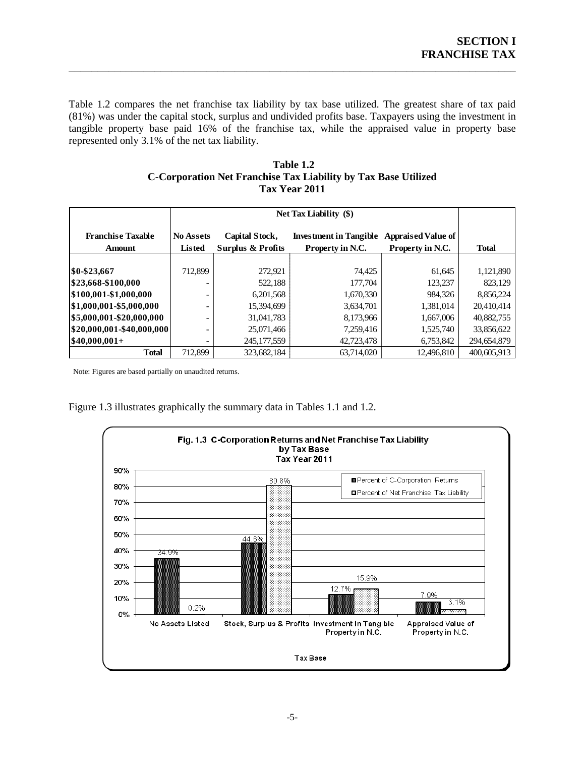Table 1.2 compares the net franchise tax liability by tax base utilized. The greatest share of tax paid (81%) was under the capital stock, surplus and undivided profits base. Taxpayers using the investment in tangible property base paid 16% of the franchise tax, while the appraised value in property base represented only 3.1% of the net tax liability.

**Table 1.2**
**C-Corporation Net Franchise Tax Liability by Tax Base Utilized**
**Tax Year 2011**

| | Net Tax Liability ($) | | | | |
|---|---|---|---|---|---|
| **Franchise Taxable Amount** | **No Assets Listed** | **Capital Stock, Surplus & Profits** | **Investment in Tangible Property in N.C.** | **Appraised Value of Property in N.C.** | **Total** |
| **$0-$23,667** | 712,899 | 272,921 | 74,425 | 61,645 | 1,121,890 |
| **$23,668-$100,000** | - | 522,188 | 177,704 | 123,237 | 823,129 |
| **$100,001-$1,000,000** | - | 6,201,568 | 1,670,330 | 984,326 | 8,856,224 |
| **$1,000,001-$5,000,000** | - | 15,394,699 | 3,634,701 | 1,381,014 | 20,410,414 |
| **$5,000,001-$20,000,000** | - | 31,041,783 | 8,173,966 | 1,667,006 | 40,882,755 |
| **$20,000,001-$40,000,000** | - | 25,071,466 | 7,259,416 | 1,525,740 | 33,856,622 |
| **$40,000,001+** | - | 245,177,559 | 42,723,478 | 6,753,842 | 294,654,879 |
| **Total** | 712,899 | 323,682,184 | 63,714,020 | 12,496,810 | 400,605,913 |

Note: Figures are based partially on unaudited returns.

Figure 1.3 illustrates graphically the summary data in Tables 1.1 and 1.2.

**Fig. 1.3 C-Corporation Returns and Net Franchise Tax Liability by Tax Base Tax Year 2011**

| Tax Base | Percent of C-Corporation Returns | Percent of Net Franchise Tax Liability |
|---|---|---|
| No Assets Listed | 34.9% | 0.2% |
| Stock, Surplus & Profits | 44.6% | 80.8% |
| Investment in Tangible Property in N.C. | 12.7% | 15.9% |
| Appraised Value of Property in N.C. | 7.9% | 3.1% |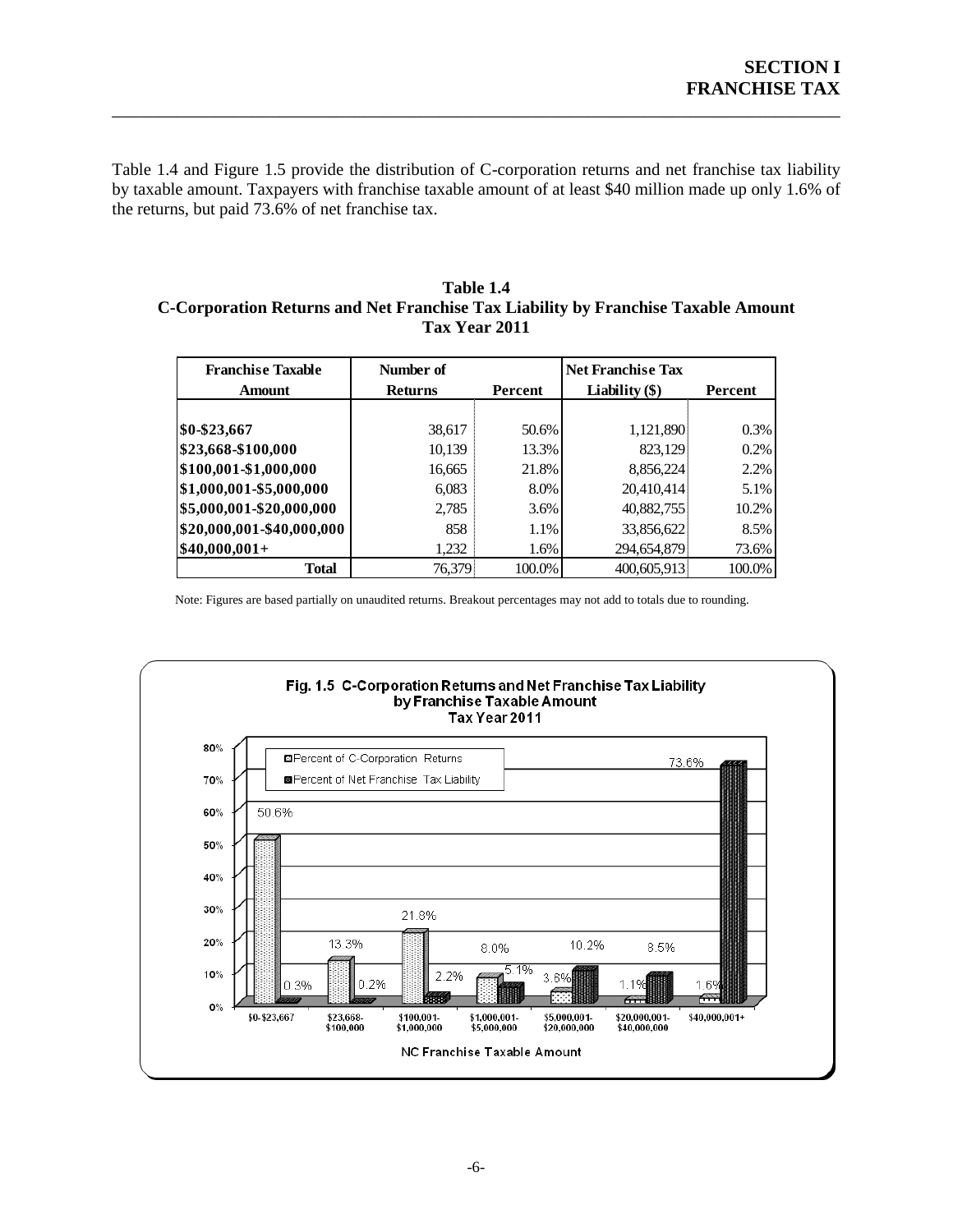Table 1.4 and Figure 1.5 provide the distribution of C-corporation returns and net franchise tax liability by taxable amount. Taxpayers with franchise taxable amount of at least $40 million made up only 1.6% of the returns, but paid 73.6% of net franchise tax.

**Table 1.4**
**C-Corporation Returns and Net Franchise Tax Liability by Franchise Taxable Amount**
**Tax Year 2011**

| Franchise Taxable Amount | Number of Returns | Percent | Net Franchise Tax Liability ($) | Percent |
|---|---|---|---|---|
| $0-$23,667 | 38,617 | 50.6% | 1,121,890 | 0.3% |
| $23,668-$100,000 | 10,139 | 13.3% | 823,129 | 0.2% |
| $100,001-$1,000,000 | 16,665 | 21.8% | 8,856,224 | 2.2% |
| $1,000,001-$5,000,000 | 6,083 | 8.0% | 20,410,414 | 5.1% |
| $5,000,001-$20,000,000 | 2,785 | 3.6% | 40,882,755 | 10.2% |
| $20,000,001-$40,000,000 | 858 | 1.1% | 33,856,622 | 8.5% |
| $40,000,001+ | 1,232 | 1.6% | 294,654,879 | 73.6% |
| **Total** | 76,379 | 100.0% | 400,605,913 | 100.0% |

Note: Figures are based partially on unaudited returns. Breakout percentages may not add to totals due to rounding.

**Fig. 1.5 C-Corporation Returns and Net Franchise Tax Liability by Franchise Taxable Amount Tax Year 2011**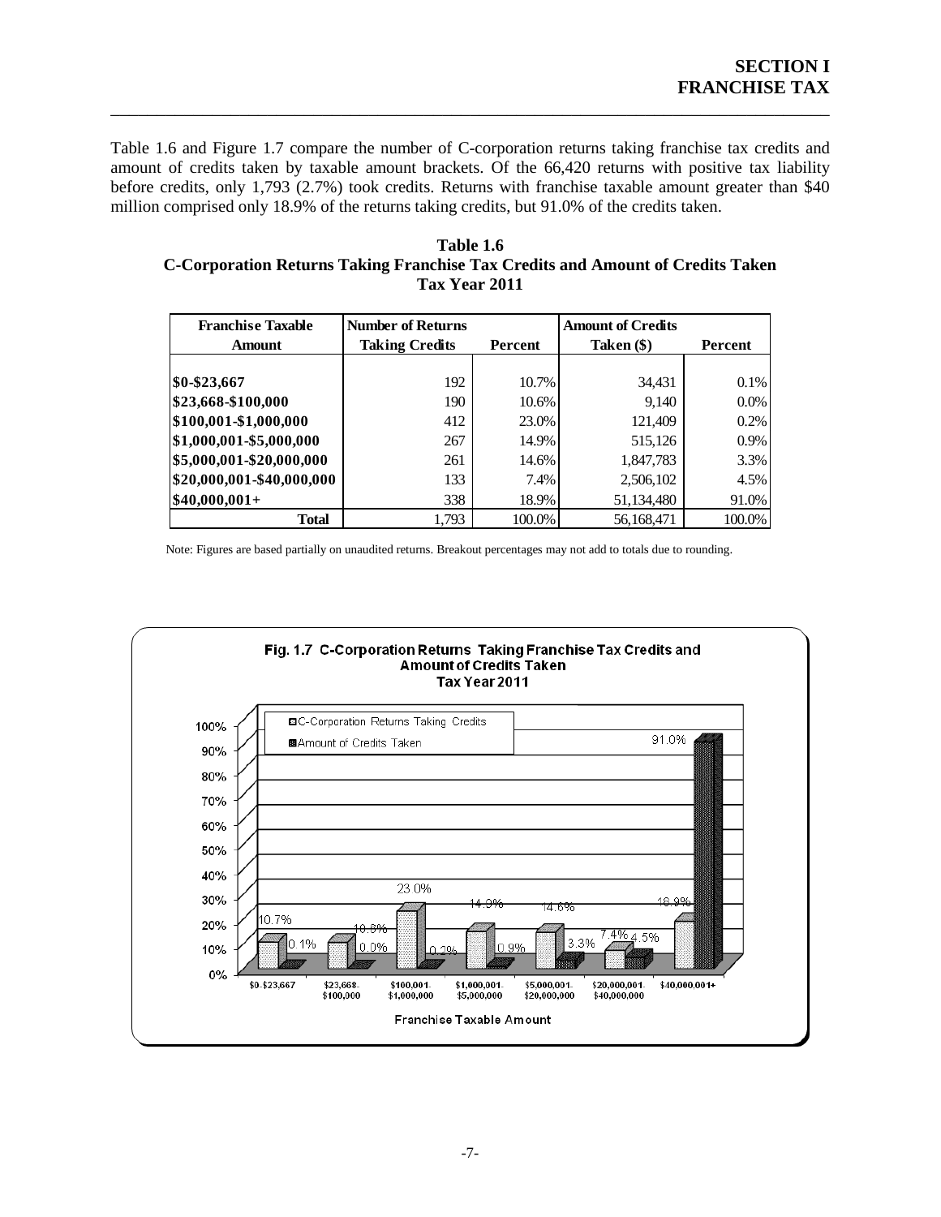Table 1.6 and Figure 1.7 compare the number of C-corporation returns taking franchise tax credits and amount of credits taken by taxable amount brackets. Of the 66,420 returns with positive tax liability before credits, only 1,793 (2.7%) took credits. Returns with franchise taxable amount greater than $40 million comprised only 18.9% of the returns taking credits, but 91.0% of the credits taken.

**Table 1.6**
**C-Corporation Returns Taking Franchise Tax Credits and Amount of Credits Taken**
**Tax Year 2011**

| Franchise Taxable Amount | Number of Returns Taking Credits | Percent | Amount of Credits Taken ($) | Percent |
|---|---|---|---|---|
| $0-$23,667 | 192 | 10.7% | 34,431 | 0.1% |
| $23,668-$100,000 | 190 | 10.6% | 9,140 | 0.0% |
| $100,001-$1,000,000 | 412 | 23.0% | 121,409 | 0.2% |
| $1,000,001-$5,000,000 | 267 | 14.9% | 515,126 | 0.9% |
| $5,000,001-$20,000,000 | 261 | 14.6% | 1,847,783 | 3.3% |
| $20,000,001-$40,000,000 | 133 | 7.4% | 2,506,102 | 4.5% |
| $40,000,001+ | 338 | 18.9% | 51,134,480 | 91.0% |
| **Total** | 1,793 | 100.0% | 56,168,471 | 100.0% |

Note: Figures are based partially on unaudited returns. Breakout percentages may not add to totals due to rounding.

**Fig. 1.7 C-Corporation Returns Taking Franchise Tax Credits and Amount of Credits Taken**
**Tax Year 2011**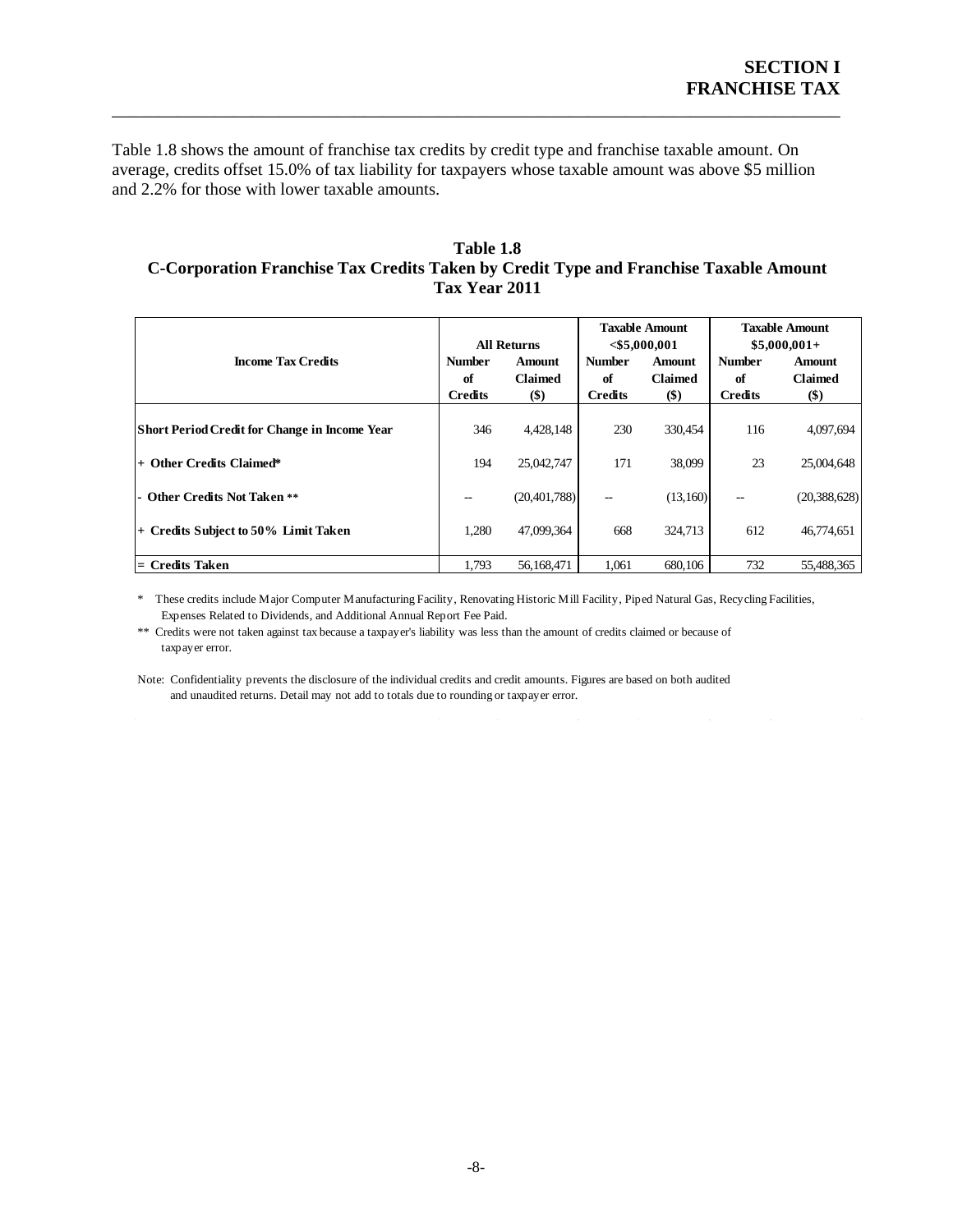Table 1.8 shows the amount of franchise tax credits by credit type and franchise taxable amount. On average, credits offset 15.0% of tax liability for taxpayers whose taxable amount was above \$5 million and 2.2% for those with lower taxable amounts.

**Table 1.8**
**C-Corporation Franchise Tax Credits Taken by Credit Type and Franchise Taxable Amount**
**Tax Year 2011**

| Income Tax Credits | All Returns | | Taxable Amount <\$5,000,001 | | Taxable Amount \$5,000,001+ | |
|---|---|---|---|---|---|---|
| | Number of Credits | Amount Claimed (\$) | Number of Credits | Amount Claimed (\$) | Number of Credits | Amount Claimed (\$) |
| **Short Period Credit for Change in Income Year** | 346 | 4,428,148 | 230 | 330,454 | 116 | 4,097,694 |
| **+ Other Credits Claimed*** | 194 | 25,042,747 | 171 | 38,099 | 23 | 25,004,648 |
| **- Other Credits Not Taken **** | -- | (20,401,788) | -- | (13,160) | -- | (20,388,628) |
| **+ Credits Subject to 50% Limit Taken** | 1,280 | 47,099,364 | 668 | 324,713 | 612 | 46,774,651 |
| **= Credits Taken** | 1,793 | 56,168,471 | 1,061 | 680,106 | 732 | 55,488,365 |

\* These credits include Major Computer Manufacturing Facility, Renovating Historic Mill Facility, Piped Natural Gas, Recycling Facilities, Expenses Related to Dividends, and Additional Annual Report Fee Paid.

\*\* Credits were not taken against tax because a taxpayer's liability was less than the amount of credits claimed or because of taxpayer error.

Note: Confidentiality prevents the disclosure of the individual credits and credit amounts. Figures are based on both audited and unaudited returns. Detail may not add to totals due to rounding or taxpayer error.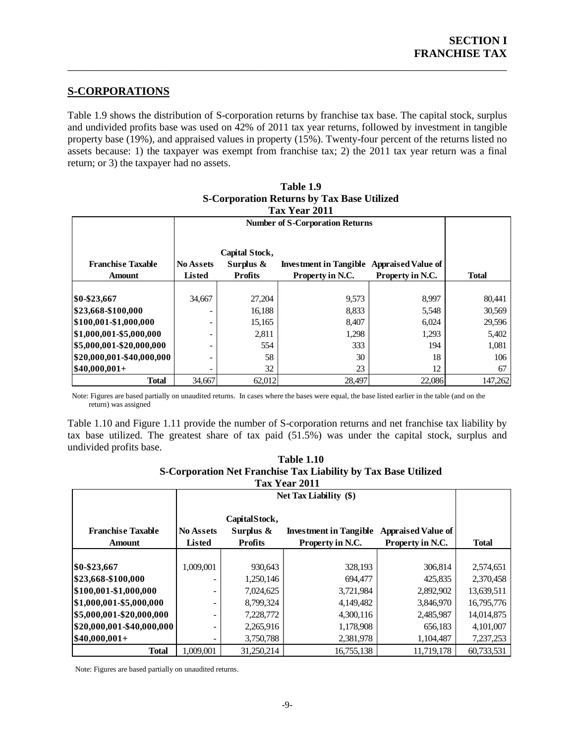## S-CORPORATIONS

Table 1.9 shows the distribution of S-corporation returns by franchise tax base. The capital stock, surplus and undivided profits base was used on 42% of 2011 tax year returns, followed by investment in tangible property base (19%), and appraised values in property (15%). Twenty-four percent of the returns listed no assets because: 1) the taxpayer was exempt from franchise tax; 2) the 2011 tax year return was a final return; or 3) the taxpayer had no assets.

**Table 1.9**
**S-Corporation Returns by Tax Base Utilized**
**Tax Year 2011**

| | Number of S-Corporation Returns | | | | |
|---|---|---|---|---|---|
| **Franchise Taxable Amount** | **No Assets Listed** | **Capital Stock, Surplus & Profits** | **Investment in Tangible Property in N.C.** | **Appraised Value of Property in N.C.** | **Total** |
| $0-$23,667 | 34,667 | 27,204 | 9,573 | 8,997 | 80,441 |
| $23,668-$100,000 | - | 16,188 | 8,833 | 5,548 | 30,569 |
| $100,001-$1,000,000 | - | 15,165 | 8,407 | 6,024 | 29,596 |
| $1,000,001-$5,000,000 | - | 2,811 | 1,298 | 1,293 | 5,402 |
| $5,000,001-$20,000,000 | - | 554 | 333 | 194 | 1,081 |
| $20,000,001-$40,000,000 | - | 58 | 30 | 18 | 106 |
| $40,000,001+ | - | 32 | 23 | 12 | 67 |
| **Total** | 34,667 | 62,012 | 28,497 | 22,086 | 147,262 |

Note: Figures are based partially on unaudited returns. In cases where the bases were equal, the base listed earlier in the table (and on the return) was assigned

Table 1.10 and Figure 1.11 provide the number of S-corporation returns and net franchise tax liability by tax base utilized. The greatest share of tax paid (51.5%) was under the capital stock, surplus and undivided profits base.

**Table 1.10**
**S-Corporation Net Franchise Tax Liability by Tax Base Utilized**
**Tax Year 2011**

| | Net Tax Liability ($) | | | | |
|---|---|---|---|---|---|
| **Franchise Taxable Amount** | **No Assets Listed** | **Capital Stock, Surplus & Profits** | **Investment in Tangible Property in N.C.** | **Appraised Value of Property in N.C.** | **Total** |
| $0-$23,667 | 1,009,001 | 930,643 | 328,193 | 306,814 | 2,574,651 |
| $23,668-$100,000 | - | 1,250,146 | 694,477 | 425,835 | 2,370,458 |
| $100,001-$1,000,000 | - | 7,024,625 | 3,721,984 | 2,892,902 | 13,639,511 |
| $1,000,001-$5,000,000 | - | 8,799,324 | 4,149,482 | 3,846,970 | 16,795,776 |
| $5,000,001-$20,000,000 | - | 7,228,772 | 4,300,116 | 2,485,987 | 14,014,875 |
| $20,000,001-$40,000,000 | - | 2,265,916 | 1,178,908 | 656,183 | 4,101,007 |
| $40,000,001+ | - | 3,750,788 | 2,381,978 | 1,104,487 | 7,237,253 |
| **Total** | 1,009,001 | 31,250,214 | 16,755,138 | 11,719,178 | 60,733,531 |

Note: Figures are based partially on unaudited returns.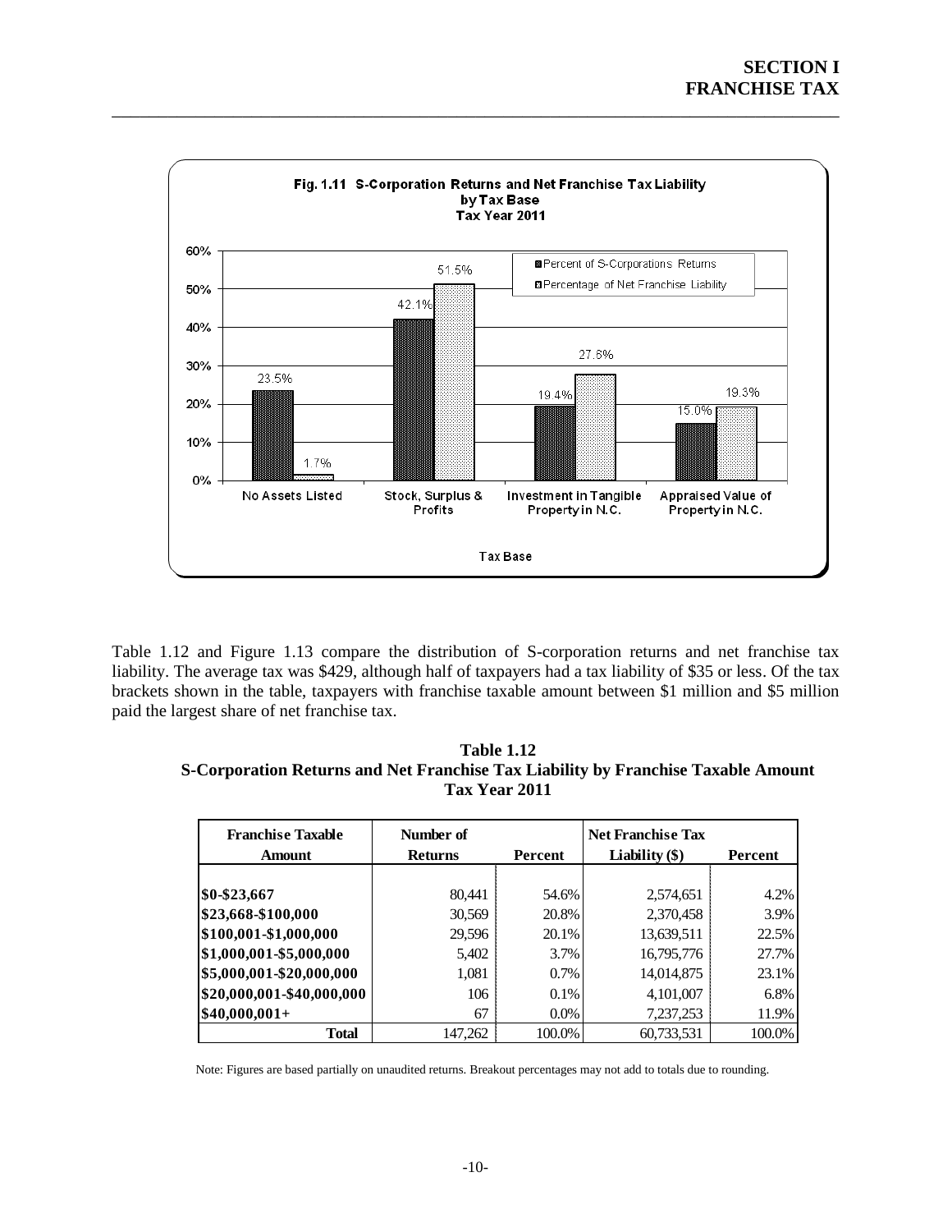Fig. 1.11 S-Corporation Returns and Net Franchise Tax Liability by Tax Base Tax Year 2011

| Tax Base | Percent of S-Corporations Returns | Percentage of Net Franchise Liability |
|---|---|---|
| No Assets Listed | 23.5% | 1.7% |
| Stock, Surplus & Profits | 42.1% | 51.5% |
| Investment in Tangible Property in N.C. | 19.4% | 27.6% |
| Appraised Value of Property in N.C. | 15.0% | 19.3% |

Table 1.12 and Figure 1.13 compare the distribution of S-corporation returns and net franchise tax liability. The average tax was $429, although half of taxpayers had a tax liability of $35 or less. Of the tax brackets shown in the table, taxpayers with franchise taxable amount between $1 million and $5 million paid the largest share of net franchise tax.

**Table 1.12**
**S-Corporation Returns and Net Franchise Tax Liability by Franchise Taxable Amount**
**Tax Year 2011**

| Franchise Taxable Amount | Number of Returns | Percent | Net Franchise Tax Liability ($) | Percent |
|---|---|---|---|---|
| $0-$23,667 | 80,441 | 54.6% | 2,574,651 | 4.2% |
| $23,668-$100,000 | 30,569 | 20.8% | 2,370,458 | 3.9% |
| $100,001-$1,000,000 | 29,596 | 20.1% | 13,639,511 | 22.5% |
| $1,000,001-$5,000,000 | 5,402 | 3.7% | 16,795,776 | 27.7% |
| $5,000,001-$20,000,000 | 1,081 | 0.7% | 14,014,875 | 23.1% |
| $20,000,001-$40,000,000 | 106 | 0.1% | 4,101,007 | 6.8% |
| $40,000,001+ | 67 | 0.0% | 7,237,253 | 11.9% |
| **Total** | 147,262 | 100.0% | 60,733,531 | 100.0% |

Note: Figures are based partially on unaudited returns. Breakout percentages may not add to totals due to rounding.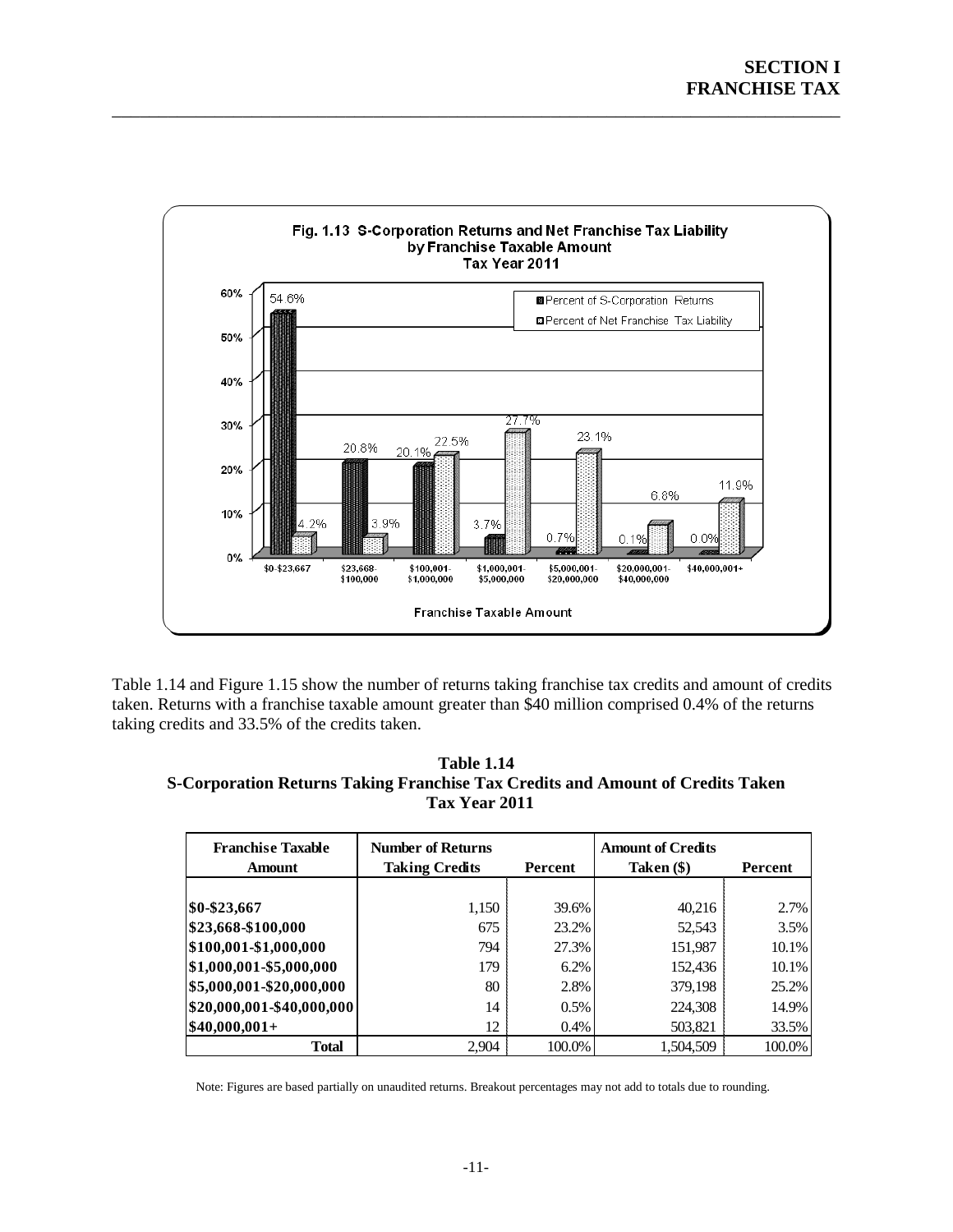Fig. 1.13 S-Corporation Returns and Net Franchise Tax Liability by Franchise Taxable Amount Tax Year 2011

| Franchise Taxable Amount | Percent of S-Corporation Returns | Percent of Net Franchise Tax Liability |
|---|---|---|
| $0-$23,667 | 54.6% | 4.2% |
| $23,668-$100,000 | 20.8% | 3.9% |
| $100,001-$1,000,000 | 20.1% | 22.5% |
| $1,000,001-$5,000,000 | 3.7% | 27.7% |
| $5,000,001-$20,000,000 | 0.7% | 23.1% |
| $20,000,001-$40,000,000 | 0.1% | 6.8% |
| $40,000,001+ | 0.0% | 11.9% |

Table 1.14 and Figure 1.15 show the number of returns taking franchise tax credits and amount of credits taken. Returns with a franchise taxable amount greater than $40 million comprised 0.4% of the returns taking credits and 33.5% of the credits taken.

**Table 1.14**
**S-Corporation Returns Taking Franchise Tax Credits and Amount of Credits Taken**
**Tax Year 2011**

| Franchise Taxable Amount | Number of Returns Taking Credits | Percent | Amount of Credits Taken ($) | Percent |
|---|---|---|---|---|
| $0-$23,667 | 1,150 | 39.6% | 40,216 | 2.7% |
| $23,668-$100,000 | 675 | 23.2% | 52,543 | 3.5% |
| $100,001-$1,000,000 | 794 | 27.3% | 151,987 | 10.1% |
| $1,000,001-$5,000,000 | 179 | 6.2% | 152,436 | 10.1% |
| $5,000,001-$20,000,000 | 80 | 2.8% | 379,198 | 25.2% |
| $20,000,001-$40,000,000 | 14 | 0.5% | 224,308 | 14.9% |
| $40,000,001+ | 12 | 0.4% | 503,821 | 33.5% |
| **Total** | 2,904 | 100.0% | 1,504,509 | 100.0% |

Note: Figures are based partially on unaudited returns. Breakout percentages may not add to totals due to rounding.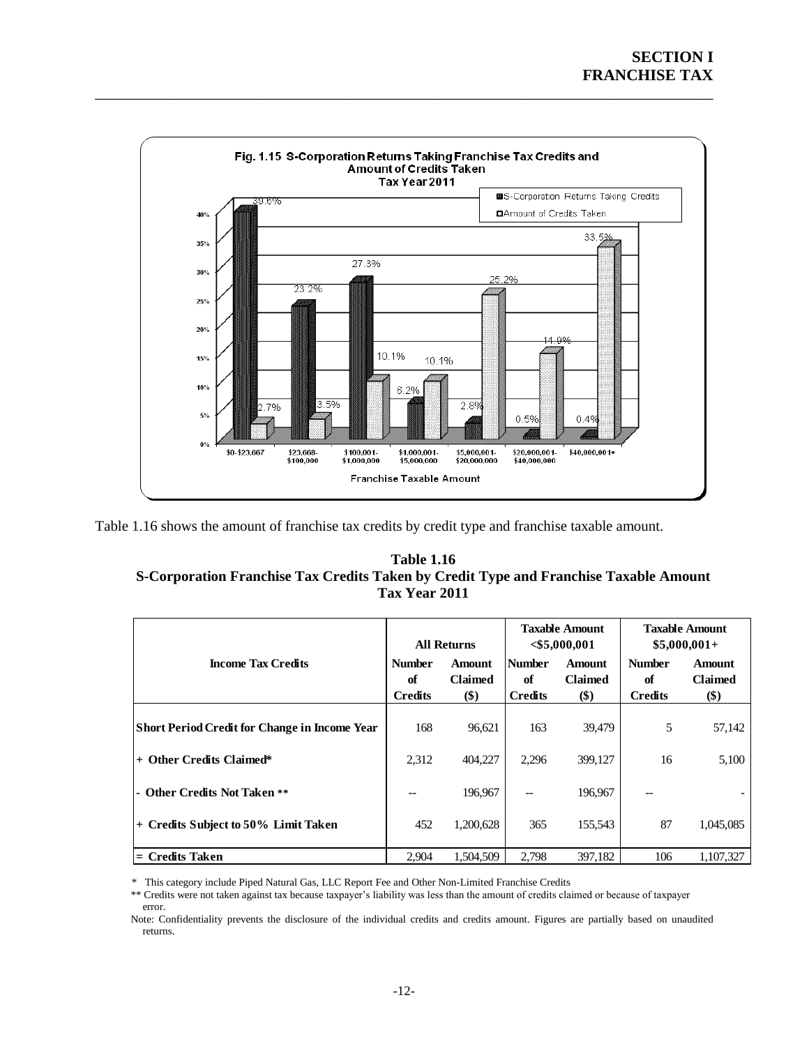**Fig. 1.15 S-Corporation Returns Taking Franchise Tax Credits and Amount of Credits Taken Tax Year 2011**

Table 1.16 shows the amount of franchise tax credits by credit type and franchise taxable amount.

**Table 1.16**
**S-Corporation Franchise Tax Credits Taken by Credit Type and Franchise Taxable Amount**
**Tax Year 2011**

| Income Tax Credits | All Returns | | Taxable Amount <$5,000,001 | | Taxable Amount $5,000,001+ | |
|---|---|---|---|---|---|---|
| | Number of Credits | Amount Claimed ($) | Number of Credits | Amount Claimed ($) | Number of Credits | Amount Claimed ($) |
| **Short Period Credit for Change in Income Year** | 168 | 96,621 | 163 | 39,479 | 5 | 57,142 |
| **+ Other Credits Claimed*** | 2,312 | 404,227 | 2,296 | 399,127 | 16 | 5,100 |
| **- Other Credits Not Taken **** | -- | 196,967 | -- | 196,967 | -- | - |
| **+ Credits Subject to 50% Limit Taken** | 452 | 1,200,628 | 365 | 155,543 | 87 | 1,045,085 |
| **= Credits Taken** | 2,904 | 1,504,509 | 2,798 | 397,182 | 106 | 1,107,327 |

\* This category include Piped Natural Gas, LLC Report Fee and Other Non-Limited Franchise Credits

** Credits were not taken against tax because taxpayer's liability was less than the amount of credits claimed or because of taxpayer error.

Note: Confidentiality prevents the disclosure of the individual credits and credits amount. Figures are partially based on unaudited returns.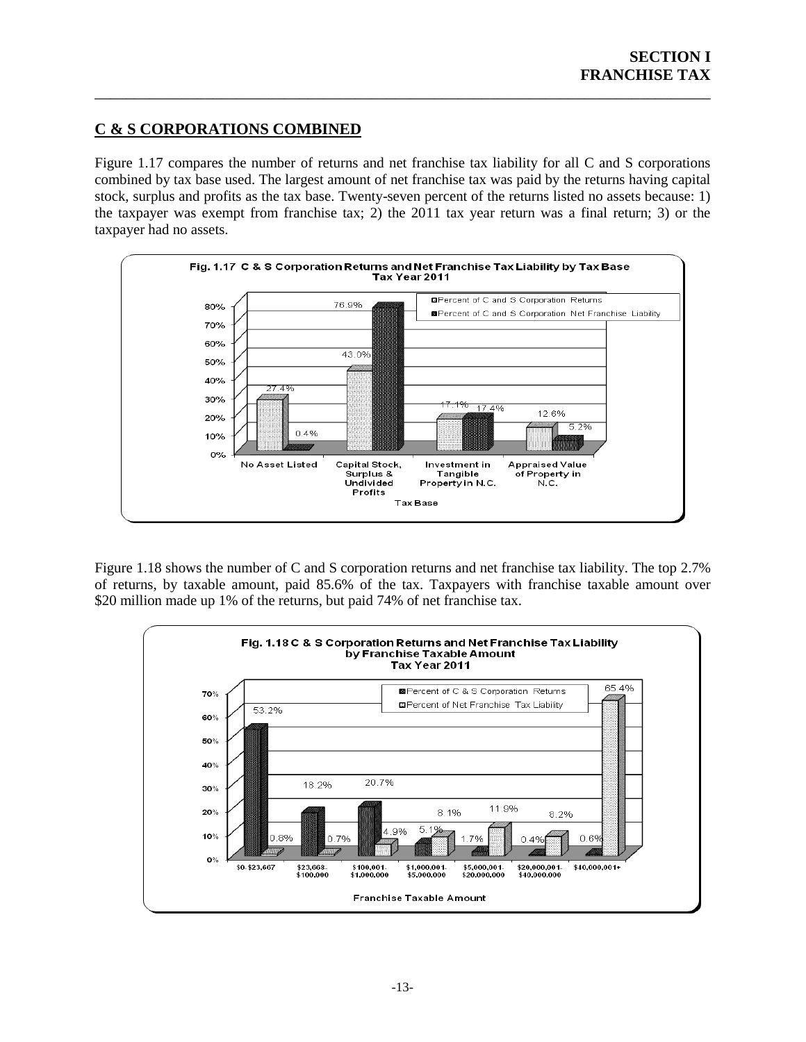## C & S CORPORATIONS COMBINED

Figure 1.17 compares the number of returns and net franchise tax liability for all C and S corporations combined by tax base used. The largest amount of net franchise tax was paid by the returns having capital stock, surplus and profits as the tax base. Twenty-seven percent of the returns listed no assets because: 1) the taxpayer was exempt from franchise tax; 2) the 2011 tax year return was a final return; 3) or the taxpayer had no assets.

**Fig. 1.17 C & S Corporation Returns and Net Franchise Tax Liability by Tax Base Tax Year 2011**

| Tax Base | Percent of C and S Corporation Returns | Percent of C and S Corporation Net Franchise Liability |
|---|---|---|
| No Asset Listed | 27.4% | 0.4% |
| Capital Stock, Surplus & Undivided Profits | 43.0% | 76.9% |
| Investment in Tangible Property in N.C. | 17.1% | 17.4% |
| Appraised Value of Property in N.C. | 12.6% | 5.2% |

Figure 1.18 shows the number of C and S corporation returns and net franchise tax liability. The top 2.7% of returns, by taxable amount, paid 85.6% of the tax. Taxpayers with franchise taxable amount over $20 million made up 1% of the returns, but paid 74% of net franchise tax.

**Fig. 1.18 C & S Corporation Returns and Net Franchise Tax Liability by Franchise Taxable Amount Tax Year 2011**

| Franchise Taxable Amount | Percent of C & S Corporation Returns | Percent of Net Franchise Tax Liability |
|---|---|---|
| $0-$23,667 | 53.2% | 0.8% |
| $23,668-$100,000 | 18.2% | 0.7% |
| $100,001-$1,000,000 | 20.7% | 4.9% |
| $1,000,001-$5,000,000 | 5.1% | 8.1% |
| $5,000,001-$20,000,000 | 1.7% | 11.9% |
| $20,000,001-$40,000,000 | 0.4% | 8.2% |
| $40,000,001+ | 0.6% | 65.4% |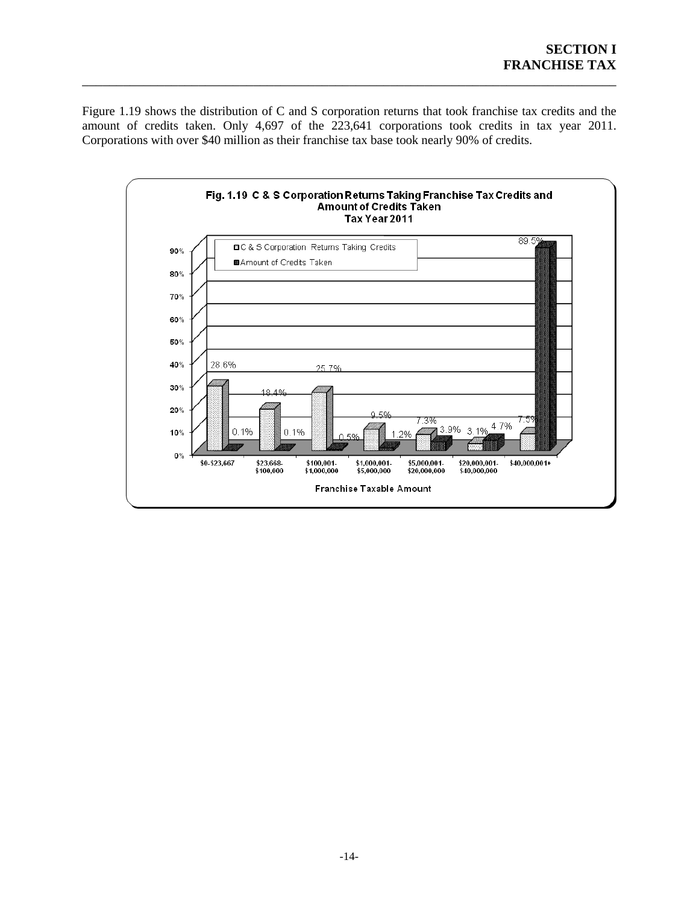Figure 1.19 shows the distribution of C and S corporation returns that took franchise tax credits and the amount of credits taken. Only 4,697 of the 223,641 corporations took credits in tax year 2011. Corporations with over $40 million as their franchise tax base took nearly 90% of credits.

**Fig. 1.19 C & S Corporation Returns Taking Franchise Tax Credits and Amount of Credits Taken**
**Tax Year 2011**

| Franchise Taxable Amount | C & S Corporation Returns Taking Credits | Amount of Credits Taken |
|---|---|---|
| $0-$23,667 | 28.6% | 0.1% |
| $23,668-$100,000 | 18.4% | 0.1% |
| $100,001-$1,000,000 | 25.7% | 0.5% |
| $1,000,001-$5,000,000 | 9.5% | 1.2% |
| $5,000,001-$20,000,000 | 7.3% | 3.9% |
| $20,000,001-$40,000,000 | 3.1% | 4.7% |
| $40,000,001+ | 7.5% | 89.5% |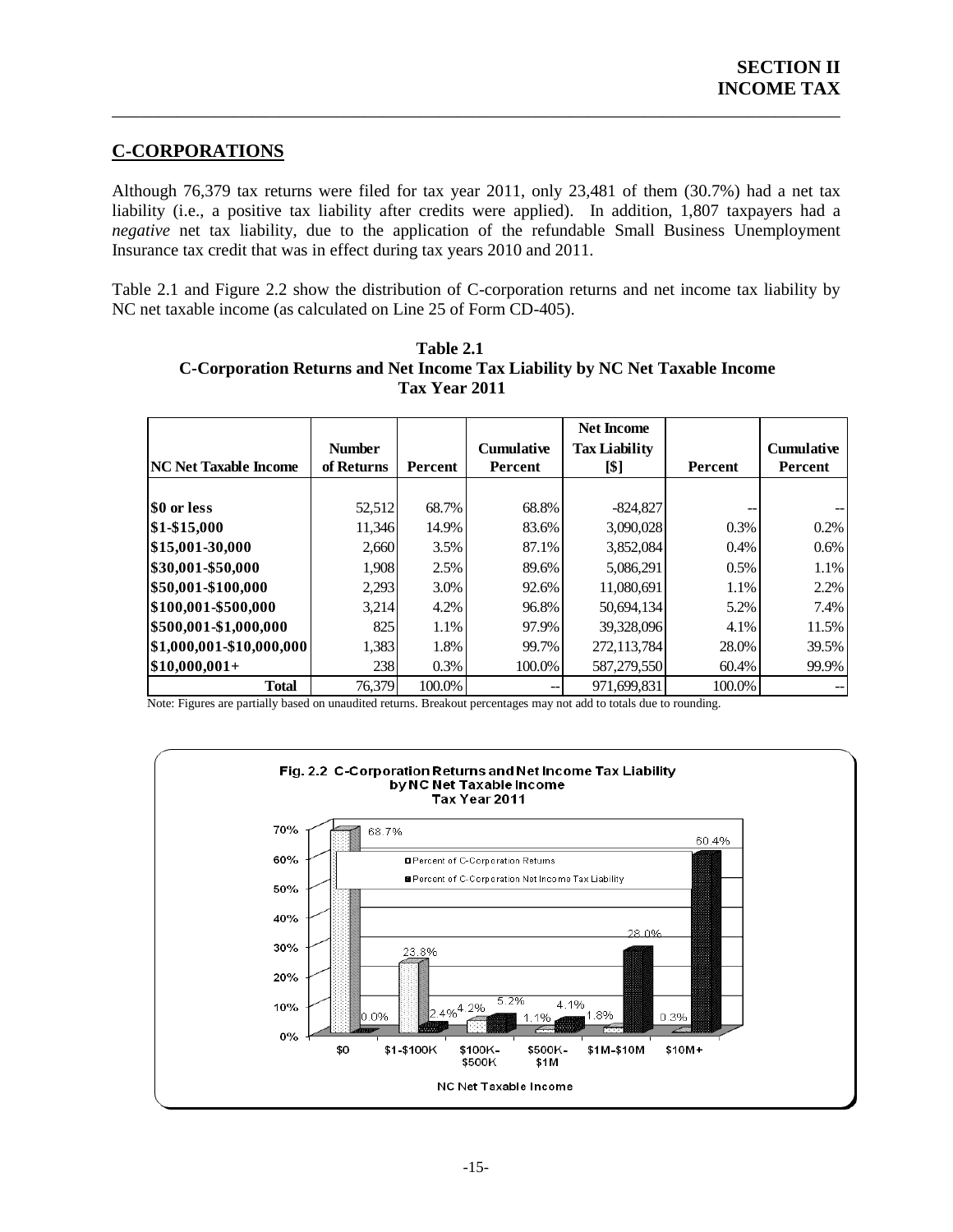## C-CORPORATIONS

Although 76,379 tax returns were filed for tax year 2011, only 23,481 of them (30.7%) had a net tax liability (i.e., a positive tax liability after credits were applied). In addition, 1,807 taxpayers had a *negative* net tax liability, due to the application of the refundable Small Business Unemployment Insurance tax credit that was in effect during tax years 2010 and 2011.

Table 2.1 and Figure 2.2 show the distribution of C-corporation returns and net income tax liability by NC net taxable income (as calculated on Line 25 of Form CD-405).

**Table 2.1**
**C-Corporation Returns and Net Income Tax Liability by NC Net Taxable Income**
**Tax Year 2011**

| NC Net Taxable Income | Number of Returns | Percent | Cumulative Percent | Net Income Tax Liability [$] | Percent | Cumulative Percent |
|---|---|---|---|---|---|---|
| $0 or less | 52,512 | 68.7% | 68.8% | -824,827 | -- | -- |
| $1-$15,000 | 11,346 | 14.9% | 83.6% | 3,090,028 | 0.3% | 0.2% |
| $15,001-30,000 | 2,660 | 3.5% | 87.1% | 3,852,084 | 0.4% | 0.6% |
| $30,001-$50,000 | 1,908 | 2.5% | 89.6% | 5,086,291 | 0.5% | 1.1% |
| $50,001-$100,000 | 2,293 | 3.0% | 92.6% | 11,080,691 | 1.1% | 2.2% |
| $100,001-$500,000 | 3,214 | 4.2% | 96.8% | 50,694,134 | 5.2% | 7.4% |
| $500,001-$1,000,000 | 825 | 1.1% | 97.9% | 39,328,096 | 4.1% | 11.5% |
| $1,000,001-$10,000,000 | 1,383 | 1.8% | 99.7% | 272,113,784 | 28.0% | 39.5% |
| $10,000,001+ | 238 | 0.3% | 100.0% | 587,279,550 | 60.4% | 99.9% |
| **Total** | 76,379 | 100.0% | -- | 971,699,831 | 100.0% | -- |

Note: Figures are partially based on unaudited returns. Breakout percentages may not add to totals due to rounding.

**Fig. 2.2 C-Corporation Returns and Net Income Tax Liability by NC Net Taxable Income Tax Year 2011**

| NC Net Taxable Income | Percent of C-Corporation Returns | Percent of C-Corporation Net Income Tax Liability |
|---|---|---|
| $0 | 68.7% | 0.0% |
| $1-$100K | 23.8% | 2.4% |
| $100K-$500K | 4.2% | 5.2% |
| $500K-$1M | 1.1% | 4.1% |
| $1M-$10M | 1.8% | 28.0% |
| $10M+ | 0.3% | 60.4% |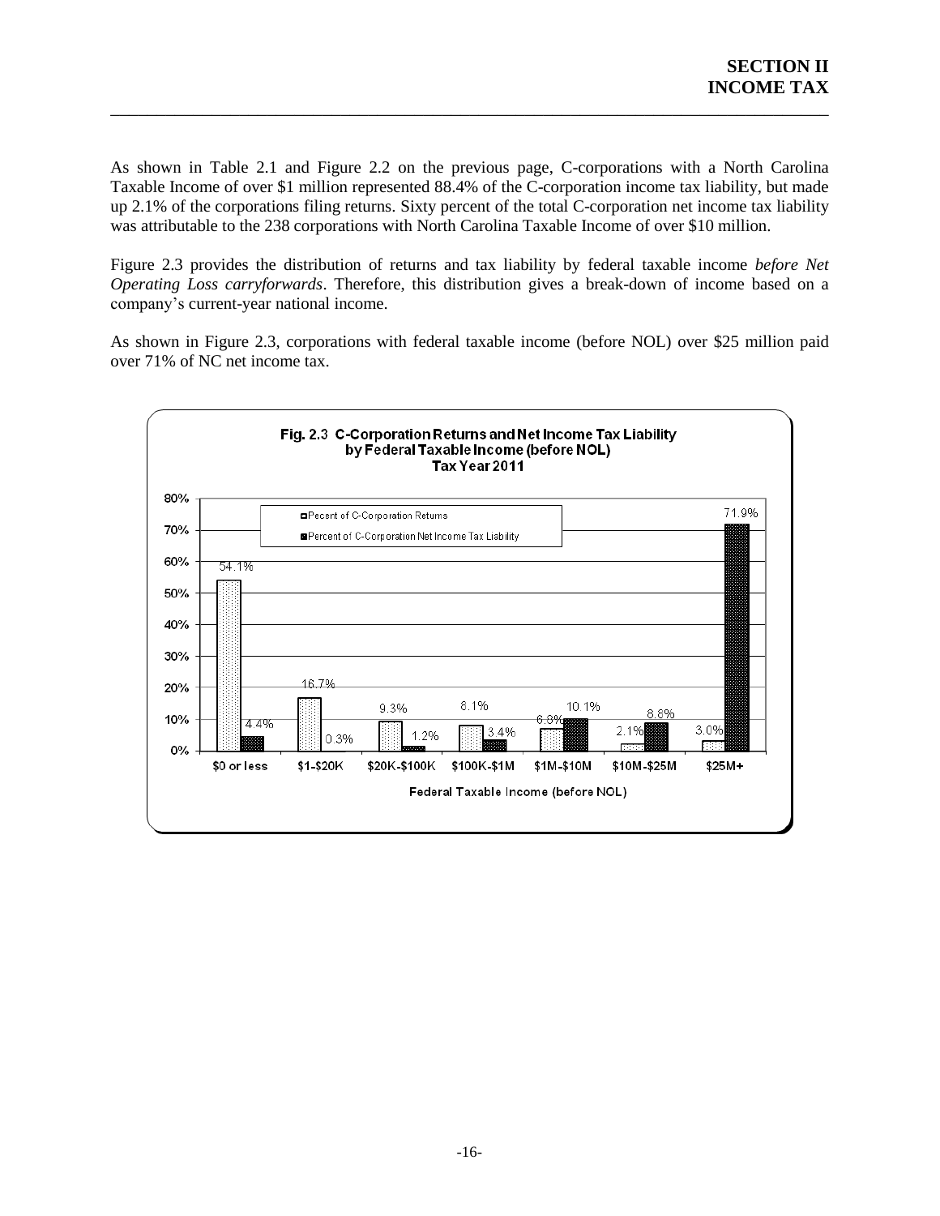As shown in Table 2.1 and Figure 2.2 on the previous page, C-corporations with a North Carolina Taxable Income of over $1 million represented 88.4% of the C-corporation income tax liability, but made up 2.1% of the corporations filing returns. Sixty percent of the total C-corporation net income tax liability was attributable to the 238 corporations with North Carolina Taxable Income of over $10 million.

Figure 2.3 provides the distribution of returns and tax liability by federal taxable income *before Net Operating Loss carryforwards*. Therefore, this distribution gives a break-down of income based on a company's current-year national income.

As shown in Figure 2.3, corporations with federal taxable income (before NOL) over $25 million paid over 71% of NC net income tax.

**Fig. 2.3 C-Corporation Returns and Net Income Tax Liability by Federal Taxable Income (before NOL) Tax Year 2011**

| Federal Taxable Income (before NOL) | Pecent of C-Corporation Returns | Percent of C-Corporation Net Income Tax Liability |
|---|---|---|
| $0 or less | 54.1% | 4.4% |
| $1-$20K | 16.7% | 0.3% |
| $20K-$100K | 9.3% | 1.2% |
| $100K-$1M | 8.1% | 3.4% |
| $1M-$10M | 6.8% | 10.1% |
| $10M-$25M | 2.1% | 8.8% |
| $25M+ | 3.0% | 71.9% |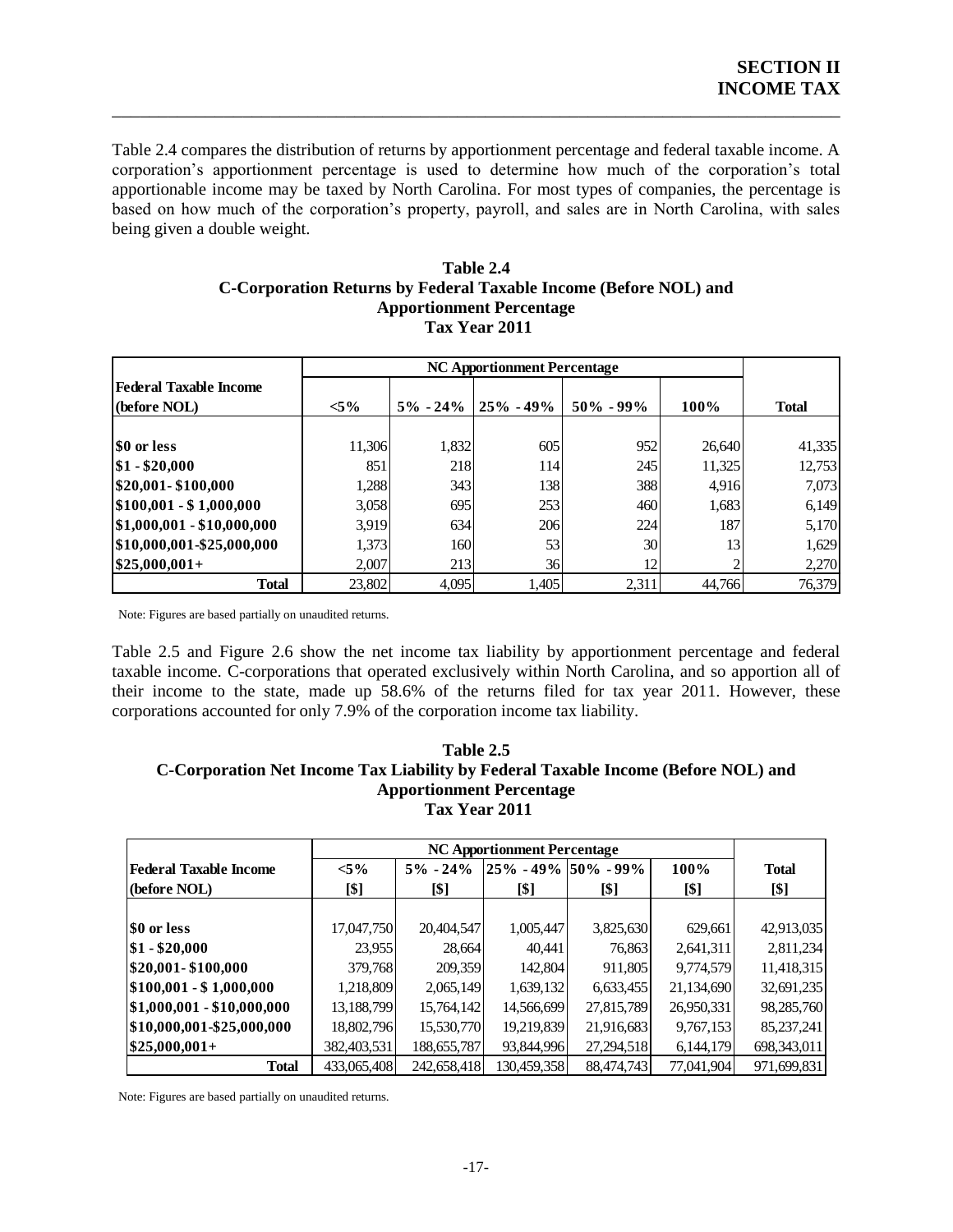Table 2.4 compares the distribution of returns by apportionment percentage and federal taxable income. A corporation's apportionment percentage is used to determine how much of the corporation's total apportionable income may be taxed by North Carolina. For most types of companies, the percentage is based on how much of the corporation's property, payroll, and sales are in North Carolina, with sales being given a double weight.

**Table 2.4**
**C-Corporation Returns by Federal Taxable Income (Before NOL) and Apportionment Percentage**
**Tax Year 2011**

| | NC Apportionment Percentage | | | | | |
|---|---|---|---|---|---|---|
| **Federal Taxable Income (before NOL)** | **<5%** | **5% - 24%** | **25% - 49%** | **50% - 99%** | **100%** | **Total** |
| **$0 or less** | 11,306 | 1,832 | 605 | 952 | 26,640 | 41,335 |
| **$1 - $20,000** | 851 | 218 | 114 | 245 | 11,325 | 12,753 |
| **$20,001- $100,000** | 1,288 | 343 | 138 | 388 | 4,916 | 7,073 |
| **$100,001 - $ 1,000,000** | 3,058 | 695 | 253 | 460 | 1,683 | 6,149 |
| **$1,000,001 - $10,000,000** | 3,919 | 634 | 206 | 224 | 187 | 5,170 |
| **$10,000,001-$25,000,000** | 1,373 | 160 | 53 | 30 | 13 | 1,629 |
| **$25,000,001+** | 2,007 | 213 | 36 | 12 | 2 | 2,270 |
| **Total** | 23,802 | 4,095 | 1,405 | 2,311 | 44,766 | 76,379 |

Note: Figures are based partially on unaudited returns.

Table 2.5 and Figure 2.6 show the net income tax liability by apportionment percentage and federal taxable income. C-corporations that operated exclusively within North Carolina, and so apportion all of their income to the state, made up 58.6% of the returns filed for tax year 2011. However, these corporations accounted for only 7.9% of the corporation income tax liability.

**Table 2.5**
**C-Corporation Net Income Tax Liability by Federal Taxable Income (Before NOL) and Apportionment Percentage**
**Tax Year 2011**

| | NC Apportionment Percentage | | | | | |
|---|---|---|---|---|---|---|
| **Federal Taxable Income (before NOL)** | **<5% [$]** | **5% - 24% [$]** | **25% - 49% [$]** | **50% - 99% [$]** | **100% [$]** | **Total [$]** |
| **$0 or less** | 17,047,750 | 20,404,547 | 1,005,447 | 3,825,630 | 629,661 | 42,913,035 |
| **$1 - $20,000** | 23,955 | 28,664 | 40,441 | 76,863 | 2,641,311 | 2,811,234 |
| **$20,001- $100,000** | 379,768 | 209,359 | 142,804 | 911,805 | 9,774,579 | 11,418,315 |
| **$100,001 - $ 1,000,000** | 1,218,809 | 2,065,149 | 1,639,132 | 6,633,455 | 21,134,690 | 32,691,235 |
| **$1,000,001 - $10,000,000** | 13,188,799 | 15,764,142 | 14,566,699 | 27,815,789 | 26,950,331 | 98,285,760 |
| **$10,000,001-$25,000,000** | 18,802,796 | 15,530,770 | 19,219,839 | 21,916,683 | 9,767,153 | 85,237,241 |
| **$25,000,001+** | 382,403,531 | 188,655,787 | 93,844,996 | 27,294,518 | 6,144,179 | 698,343,011 |
| **Total** | 433,065,408 | 242,658,418 | 130,459,358 | 88,474,743 | 77,041,904 | 971,699,831 |

Note: Figures are based partially on unaudited returns.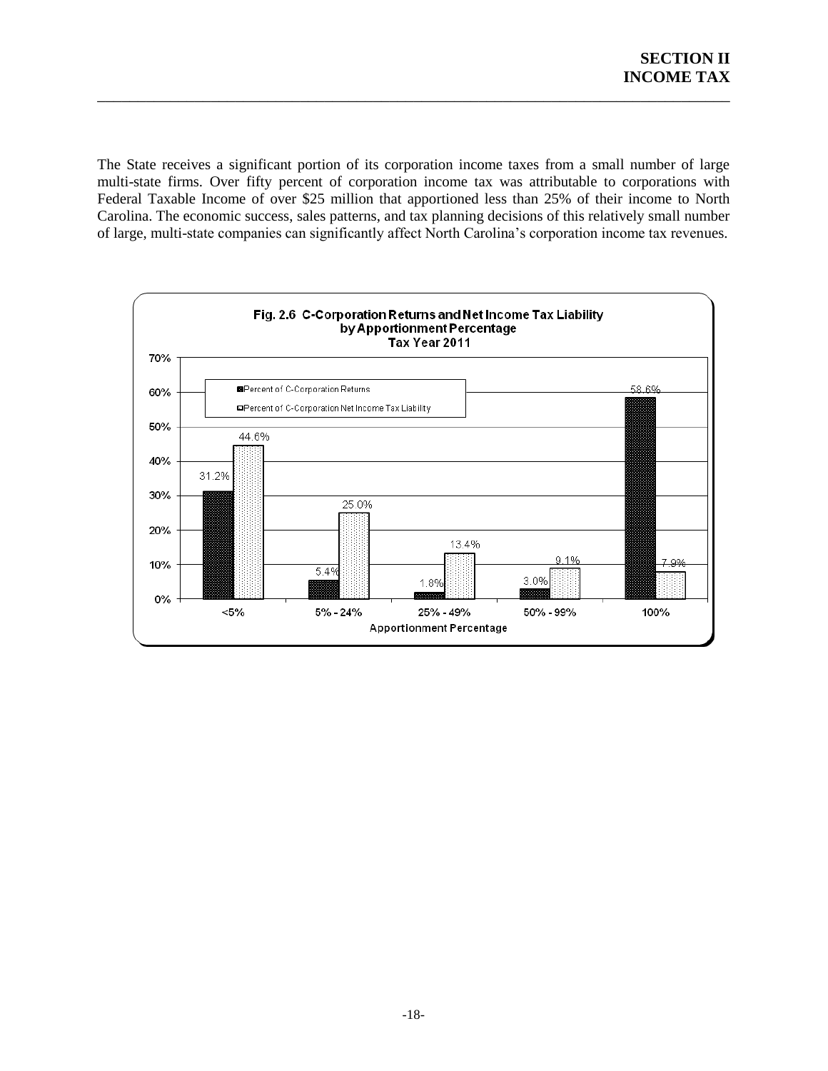The State receives a significant portion of its corporation income taxes from a small number of large multi-state firms. Over fifty percent of corporation income tax was attributable to corporations with Federal Taxable Income of over $25 million that apportioned less than 25% of their income to North Carolina. The economic success, sales patterns, and tax planning decisions of this relatively small number of large, multi-state companies can significantly affect North Carolina's corporation income tax revenues.

**Fig. 2.6 C-Corporation Returns and Net Income Tax Liability by Apportionment Percentage Tax Year 2011**

| Apportionment Percentage | Percent of C-Corporation Returns | Percent of C-Corporation Net Income Tax Liability |
| --- | --- | --- |
| <5% | 31.2% | 44.6% |
| 5% - 24% | 5.4% | 25.0% |
| 25% - 49% | 1.8% | 13.4% |
| 50% - 99% | 3.0% | 9.1% |
| 100% | 58.6% | 7.9% |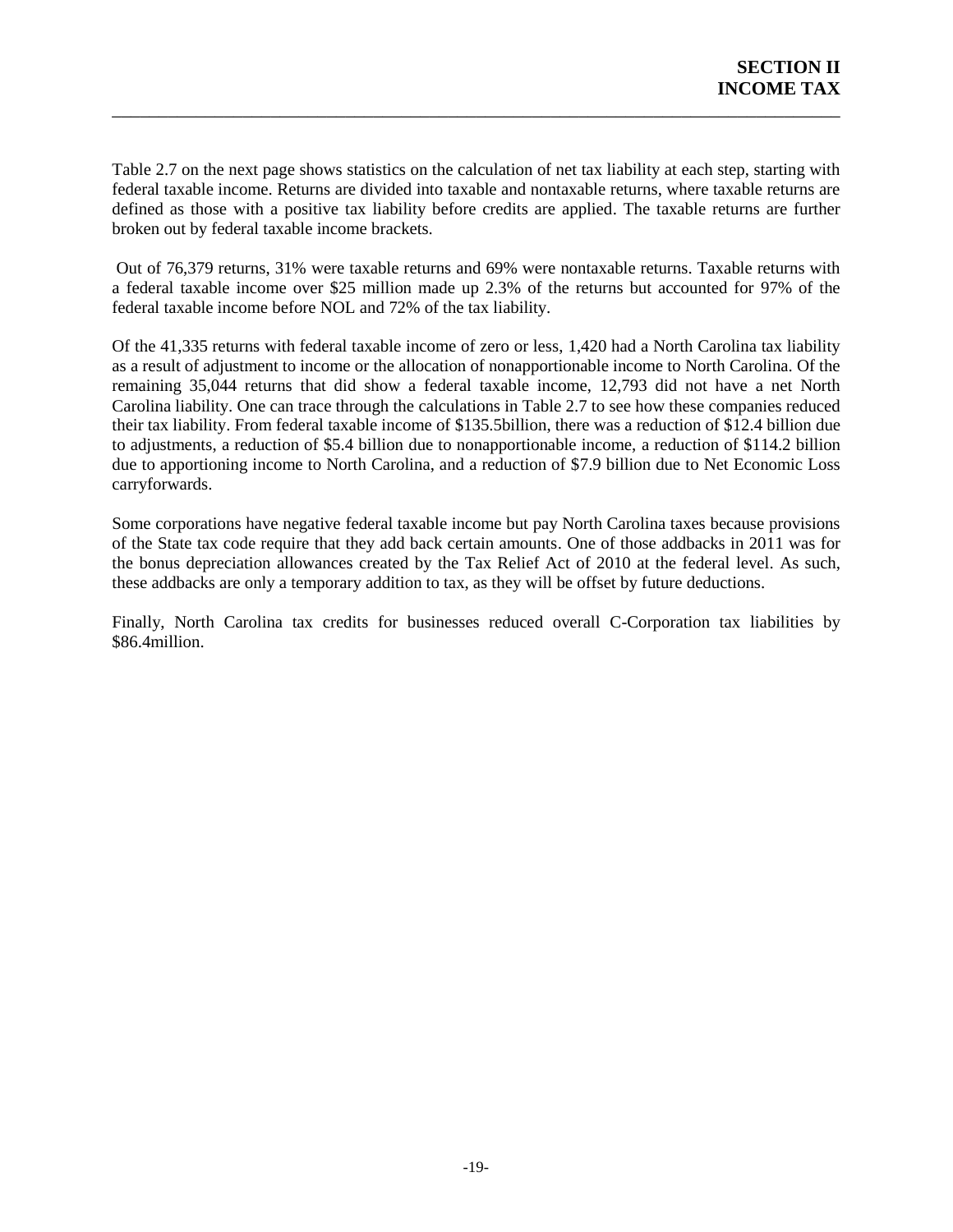Table 2.7 on the next page shows statistics on the calculation of net tax liability at each step, starting with federal taxable income. Returns are divided into taxable and nontaxable returns, where taxable returns are defined as those with a positive tax liability before credits are applied. The taxable returns are further broken out by federal taxable income brackets.

Out of 76,379 returns, 31% were taxable returns and 69% were nontaxable returns. Taxable returns with a federal taxable income over $25 million made up 2.3% of the returns but accounted for 97% of the federal taxable income before NOL and 72% of the tax liability.

Of the 41,335 returns with federal taxable income of zero or less, 1,420 had a North Carolina tax liability as a result of adjustment to income or the allocation of nonapportionable income to North Carolina. Of the remaining 35,044 returns that did show a federal taxable income, 12,793 did not have a net North Carolina liability. One can trace through the calculations in Table 2.7 to see how these companies reduced their tax liability. From federal taxable income of $135.5billion, there was a reduction of $12.4 billion due to adjustments, a reduction of $5.4 billion due to nonapportionable income, a reduction of $114.2 billion due to apportioning income to North Carolina, and a reduction of $7.9 billion due to Net Economic Loss carryforwards.

Some corporations have negative federal taxable income but pay North Carolina taxes because provisions of the State tax code require that they add back certain amounts. One of those addbacks in 2011 was for the bonus depreciation allowances created by the Tax Relief Act of 2010 at the federal level. As such, these addbacks are only a temporary addition to tax, as they will be offset by future deductions.

Finally, North Carolina tax credits for businesses reduced overall C-Corporation tax liabilities by $86.4million.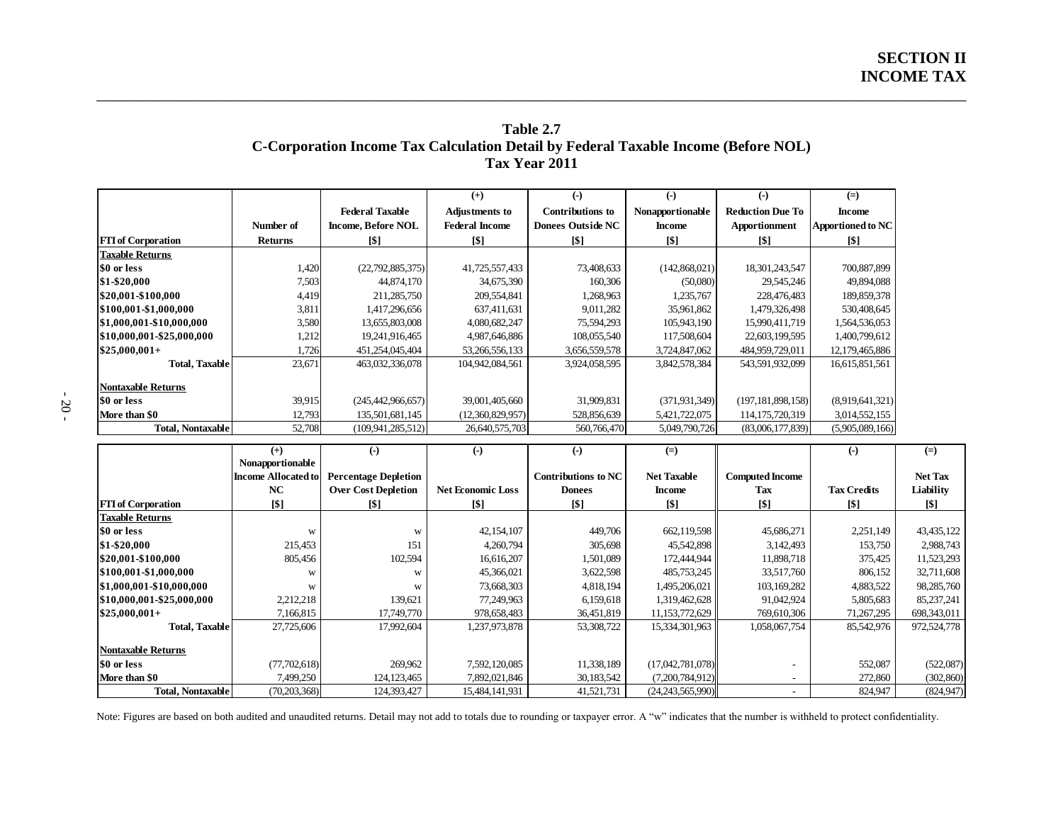# Table 2.7
## C-Corporation Income Tax Calculation Detail by Federal Taxable Income (Before NOL)
### Tax Year 2011

| FTI of Corporation | Number of Returns | Federal Taxable Income, Before NOL [$] | (+) Adjustments to Federal Income [$] | (-) Contributions to Donees Outside NC [$] | (-) Nonapportionable Income [$] | (-) Reduction Due To Apportionment [$] | (=) Income Apportioned to NC [$] |
|---|---|---|---|---|---|---|---|
| **Taxable Returns** | | | | | | | |
| $0 or less | 1,420 | (22,792,885,375) | 41,725,557,433 | 73,408,633 | (142,868,021) | 18,301,243,547 | 700,887,899 |
| $1-$20,000 | 7,503 | 44,874,170 | 34,675,390 | 160,306 | (50,080) | 29,545,246 | 49,894,088 |
| $20,001-$100,000 | 4,419 | 211,285,750 | 209,554,841 | 1,268,963 | 1,235,767 | 228,476,483 | 189,859,378 |
| $100,001-$1,000,000 | 3,811 | 1,417,296,656 | 637,411,631 | 9,011,282 | 35,961,862 | 1,479,326,498 | 530,408,645 |
| $1,000,001-$10,000,000 | 3,580 | 13,655,803,008 | 4,080,682,247 | 75,594,293 | 105,943,190 | 15,990,411,719 | 1,564,536,053 |
| $10,000,001-$25,000,000 | 1,212 | 19,241,916,465 | 4,987,646,886 | 108,055,540 | 117,508,604 | 22,603,199,595 | 1,400,799,612 |
| $25,000,001+ | 1,726 | 451,254,045,404 | 53,266,556,133 | 3,656,559,578 | 3,724,847,062 | 484,959,729,011 | 12,179,465,886 |
| **Total, Taxable** | 23,671 | 463,032,336,078 | 104,942,084,561 | 3,924,058,595 | 3,842,578,384 | 543,591,932,099 | 16,615,851,561 |
| **Nontaxable Returns** | | | | | | | |
| $0 or less | 39,915 | (245,442,966,657) | 39,001,405,660 | 31,909,831 | (371,931,349) | (197,181,898,158) | (8,919,641,321) |
| More than $0 | 12,793 | 135,501,681,145 | (12,360,829,957) | 528,856,639 | 5,421,722,075 | 114,175,720,319 | 3,014,552,155 |
| **Total, Nontaxable** | 52,708 | (109,941,285,512) | 26,640,575,703 | 560,766,470 | 5,049,790,726 | (83,006,177,839) | (5,905,089,166) |

| FTI of Corporation | (+) Nonapportionable Income Allocated to NC [$] | (-) Percentage Depletion Over Cost Depletion [$] | (-) Net Economic Loss [$] | (-) Contributions to NC Donees [$] | (=) Net Taxable Income [$] | Computed Income Tax [$] | (-) Tax Credits [$] | (=) Net Tax Liability [$] |
|---|---|---|---|---|---|---|---|---|
| **Taxable Returns** | | | | | | | | |
| $0 or less | w | w | 42,154,107 | 449,706 | 662,119,598 | 45,686,271 | 2,251,149 | 43,435,122 |
| $1-$20,000 | 215,453 | 151 | 4,260,794 | 305,698 | 45,542,898 | 3,142,493 | 153,750 | 2,988,743 |
| $20,001-$100,000 | 805,456 | 102,594 | 16,616,207 | 1,501,089 | 172,444,944 | 11,898,718 | 375,425 | 11,523,293 |
| $100,001-$1,000,000 | w | w | 45,366,021 | 3,622,598 | 485,753,245 | 33,517,760 | 806,152 | 32,711,608 |
| $1,000,001-$10,000,000 | w | w | 73,668,303 | 4,818,194 | 1,495,206,021 | 103,169,282 | 4,883,522 | 98,285,760 |
| $10,000,001-$25,000,000 | 2,212,218 | 139,621 | 77,249,963 | 6,159,618 | 1,319,462,628 | 91,042,924 | 5,805,683 | 85,237,241 |
| $25,000,001+ | 7,166,815 | 17,749,770 | 978,658,483 | 36,451,819 | 11,153,772,629 | 769,610,306 | 71,267,295 | 698,343,011 |
| **Total, Taxable** | 27,725,606 | 17,992,604 | 1,237,973,878 | 53,308,722 | 15,334,301,963 | 1,058,067,754 | 85,542,976 | 972,524,778 |
| **Nontaxable Returns** | | | | | | | | |
| $0 or less | (77,702,618) | 269,962 | 7,592,120,085 | 11,338,189 | (17,042,781,078) | - | 552,087 | (522,087) |
| More than $0 | 7,499,250 | 124,123,465 | 7,892,021,846 | 30,183,542 | (7,200,784,912) | - | 272,860 | (302,860) |
| **Total, Nontaxable** | (70,203,368) | 124,393,427 | 15,484,141,931 | 41,521,731 | (24,243,565,990) | - | 824,947 | (824,947) |

Note: Figures are based on both audited and unaudited returns. Detail may not add to totals due to rounding or taxpayer error. A "w" indicates that the number is withheld to protect confidentiality.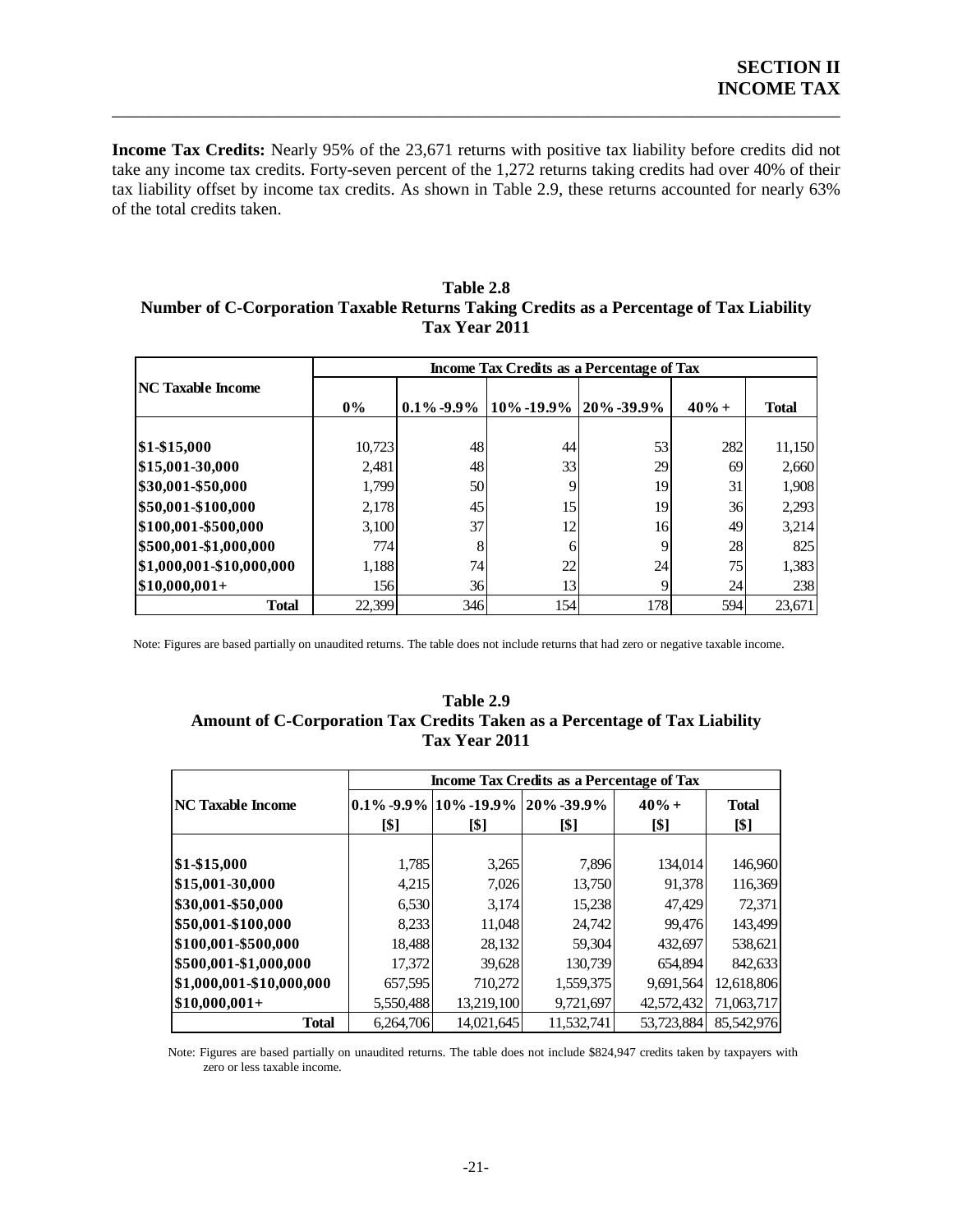**Income Tax Credits:** Nearly 95% of the 23,671 returns with positive tax liability before credits did not take any income tax credits. Forty-seven percent of the 1,272 returns taking credits had over 40% of their tax liability offset by income tax credits. As shown in Table 2.9, these returns accounted for nearly 63% of the total credits taken.

**Table 2.8**
**Number of C-Corporation Taxable Returns Taking Credits as a Percentage of Tax Liability**
**Tax Year 2011**

| NC Taxable Income | Income Tax Credits as a Percentage of Tax | | | | | |
|---|---|---|---|---|---|---|
| | 0% | 0.1%-9.9% | 10%-19.9% | 20%-39.9% | 40%+ | Total |
| $1-$15,000 | 10,723 | 48 | 44 | 53 | 282 | 11,150 |
| $15,001-30,000 | 2,481 | 48 | 33 | 29 | 69 | 2,660 |
| $30,001-$50,000 | 1,799 | 50 | 9 | 19 | 31 | 1,908 |
| $50,001-$100,000 | 2,178 | 45 | 15 | 19 | 36 | 2,293 |
| $100,001-$500,000 | 3,100 | 37 | 12 | 16 | 49 | 3,214 |
| $500,001-$1,000,000 | 774 | 8 | 6 | 9 | 28 | 825 |
| $1,000,001-$10,000,000 | 1,188 | 74 | 22 | 24 | 75 | 1,383 |
| $10,000,001+ | 156 | 36 | 13 | 9 | 24 | 238 |
| **Total** | 22,399 | 346 | 154 | 178 | 594 | 23,671 |

Note: Figures are based partially on unaudited returns. The table does not include returns that had zero or negative taxable income.

**Table 2.9**
**Amount of C-Corporation Tax Credits Taken as a Percentage of Tax Liability**
**Tax Year 2011**

| NC Taxable Income | Income Tax Credits as a Percentage of Tax | | | | |
|---|---|---|---|---|---|
| | 0.1%-9.9% [$] | 10%-19.9% [$] | 20%-39.9% [$] | 40%+ [$] | Total [$] |
| $1-$15,000 | 1,785 | 3,265 | 7,896 | 134,014 | 146,960 |
| $15,001-30,000 | 4,215 | 7,026 | 13,750 | 91,378 | 116,369 |
| $30,001-$50,000 | 6,530 | 3,174 | 15,238 | 47,429 | 72,371 |
| $50,001-$100,000 | 8,233 | 11,048 | 24,742 | 99,476 | 143,499 |
| $100,001-$500,000 | 18,488 | 28,132 | 59,304 | 432,697 | 538,621 |
| $500,001-$1,000,000 | 17,372 | 39,628 | 130,739 | 654,894 | 842,633 |
| $1,000,001-$10,000,000 | 657,595 | 710,272 | 1,559,375 | 9,691,564 | 12,618,806 |
| $10,000,001+ | 5,550,488 | 13,219,100 | 9,721,697 | 42,572,432 | 71,063,717 |
| **Total** | 6,264,706 | 14,021,645 | 11,532,741 | 53,723,884 | 85,542,976 |

Note: Figures are based partially on unaudited returns. The table does not include $824,947 credits taken by taxpayers with zero or less taxable income.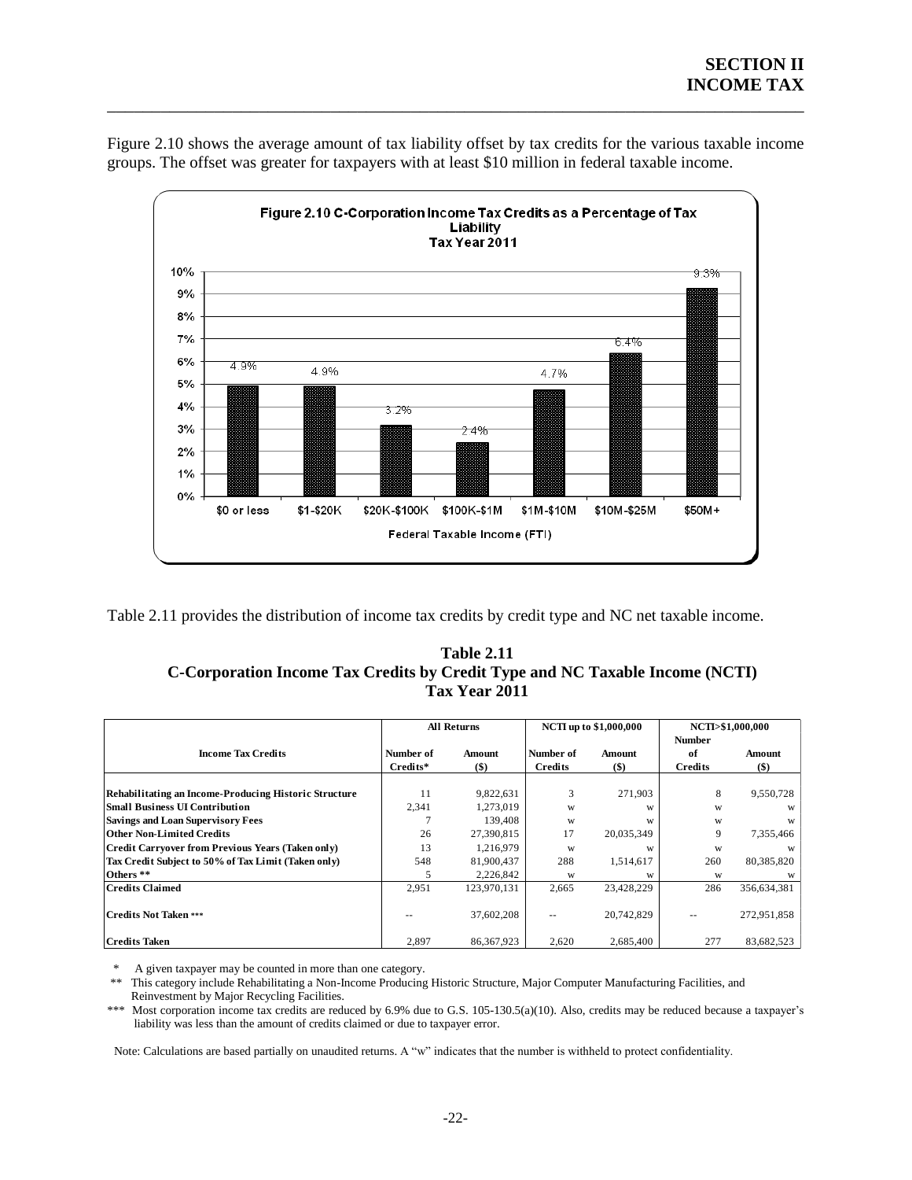Figure 2.10 shows the average amount of tax liability offset by tax credits for the various taxable income groups. The offset was greater for taxpayers with at least $10 million in federal taxable income.

**Figure 2.10 C-Corporation Income Tax Credits as a Percentage of Tax Liability**
**Tax Year 2011**

| Federal Taxable Income (FTI) | Percentage |
|---|---|
| $0 or less | 4.9% |
| $1-$20K | 4.9% |
| $20K-$100K | 3.2% |
| $100K-$1M | 2.4% |
| $1M-$10M | 4.7% |
| $10M-$25M | 6.4% |
| $50M+ | 9.3% |

Table 2.11 provides the distribution of income tax credits by credit type and NC net taxable income.

**Table 2.11**
**C-Corporation Income Tax Credits by Credit Type and NC Taxable Income (NCTI)**
**Tax Year 2011**

| Income Tax Credits | All Returns | | NCTI up to $1,000,000 | | NCTI>$1,000,000 | |
|---|---|---|---|---|---|---|
| | Number of Credits* | Amount ($) | Number of Credits | Amount ($) | Number of Credits | Amount ($) |
| **Rehabilitating an Income-Producing Historic Structure** | 11 | 9,822,631 | 3 | 271,903 | 8 | 9,550,728 |
| **Small Business UI Contribution** | 2,341 | 1,273,019 | w | w | w | w |
| **Savings and Loan Supervisory Fees** | 7 | 139,408 | w | w | w | w |
| **Other Non-Limited Credits** | 26 | 27,390,815 | 17 | 20,035,349 | 9 | 7,355,466 |
| **Credit Carryover from Previous Years (Taken only)** | 13 | 1,216,979 | w | w | w | w |
| **Tax Credit Subject to 50% of Tax Limit (Taken only)** | 548 | 81,900,437 | 288 | 1,514,617 | 260 | 80,385,820 |
| **Others \*\*** | 5 | 2,226,842 | w | w | w | w |
| **Credits Claimed** | 2,951 | 123,970,131 | 2,665 | 23,428,229 | 286 | 356,634,381 |
| **Credits Not Taken \*\*\*** | -- | 37,602,208 | -- | 20,742,829 | -- | 272,951,858 |
| **Credits Taken** | 2,897 | 86,367,923 | 2,620 | 2,685,400 | 277 | 83,682,523 |

\* A given taxpayer may be counted in more than one category.

\*\* This category include Rehabilitating a Non-Income Producing Historic Structure, Major Computer Manufacturing Facilities, and Reinvestment by Major Recycling Facilities.

\*\*\* Most corporation income tax credits are reduced by 6.9% due to G.S. 105-130.5(a)(10). Also, credits may be reduced because a taxpayer's liability was less than the amount of credits claimed or due to taxpayer error.

Note: Calculations are based partially on unaudited returns. A "w" indicates that the number is withheld to protect confidentiality.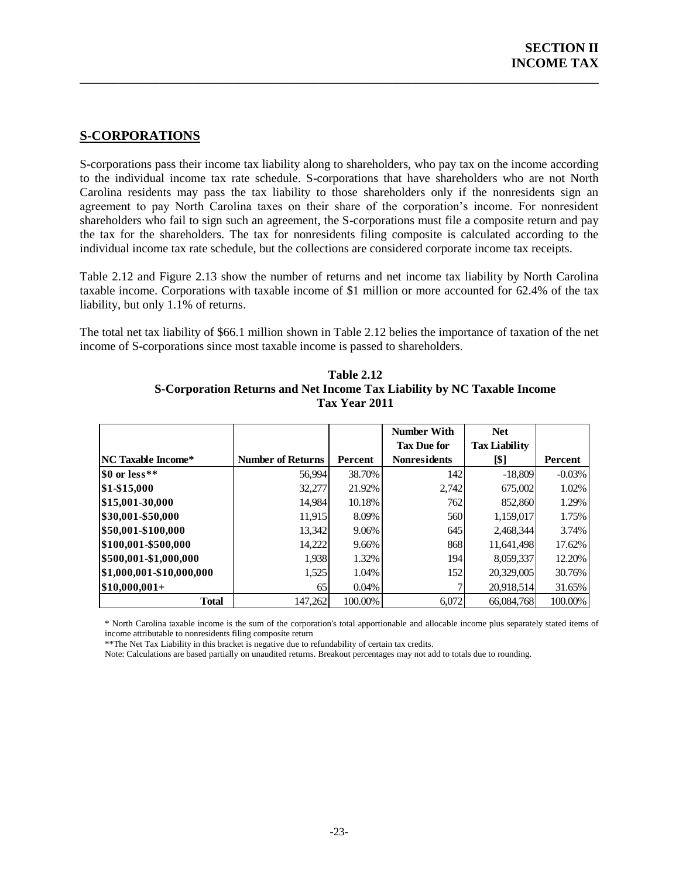## S-CORPORATIONS

S-corporations pass their income tax liability along to shareholders, who pay tax on the income according to the individual income tax rate schedule. S-corporations that have shareholders who are not North Carolina residents may pass the tax liability to those shareholders only if the nonresidents sign an agreement to pay North Carolina taxes on their share of the corporation's income. For nonresident shareholders who fail to sign such an agreement, the S-corporations must file a composite return and pay the tax for the shareholders. The tax for nonresidents filing composite is calculated according to the individual income tax rate schedule, but the collections are considered corporate income tax receipts.

Table 2.12 and Figure 2.13 show the number of returns and net income tax liability by North Carolina taxable income. Corporations with taxable income of $1 million or more accounted for 62.4% of the tax liability, but only 1.1% of returns.

The total net tax liability of $66.1 million shown in Table 2.12 belies the importance of taxation of the net income of S-corporations since most taxable income is passed to shareholders.

**Table 2.12**
**S-Corporation Returns and Net Income Tax Liability by NC Taxable Income**
**Tax Year 2011**

| NC Taxable Income* | Number of Returns | Percent | Number With Tax Due for Nonresidents | Net Tax Liability [$] | Percent |
|---|---|---|---|---|---|
| $0 or less** | 56,994 | 38.70% | 142 | -18,809 | -0.03% |
| $1-$15,000 | 32,277 | 21.92% | 2,742 | 675,002 | 1.02% |
| $15,001-30,000 | 14,984 | 10.18% | 762 | 852,860 | 1.29% |
| $30,001-$50,000 | 11,915 | 8.09% | 560 | 1,159,017 | 1.75% |
| $50,001-$100,000 | 13,342 | 9.06% | 645 | 2,468,344 | 3.74% |
| $100,001-$500,000 | 14,222 | 9.66% | 868 | 11,641,498 | 17.62% |
| $500,001-$1,000,000 | 1,938 | 1.32% | 194 | 8,059,337 | 12.20% |
| $1,000,001-$10,000,000 | 1,525 | 1.04% | 152 | 20,329,005 | 30.76% |
| $10,000,001+ | 65 | 0.04% | 7 | 20,918,514 | 31.65% |
| **Total** | 147,262 | 100.00% | 6,072 | 66,084,768 | 100.00% |

\* North Carolina taxable income is the sum of the corporation's total apportionable and allocable income plus separately stated items of income attributable to nonresidents filing composite return

**The Net Tax Liability in this bracket is negative due to refundability of certain tax credits.

Note: Calculations are based partially on unaudited returns. Breakout percentages may not add to totals due to rounding.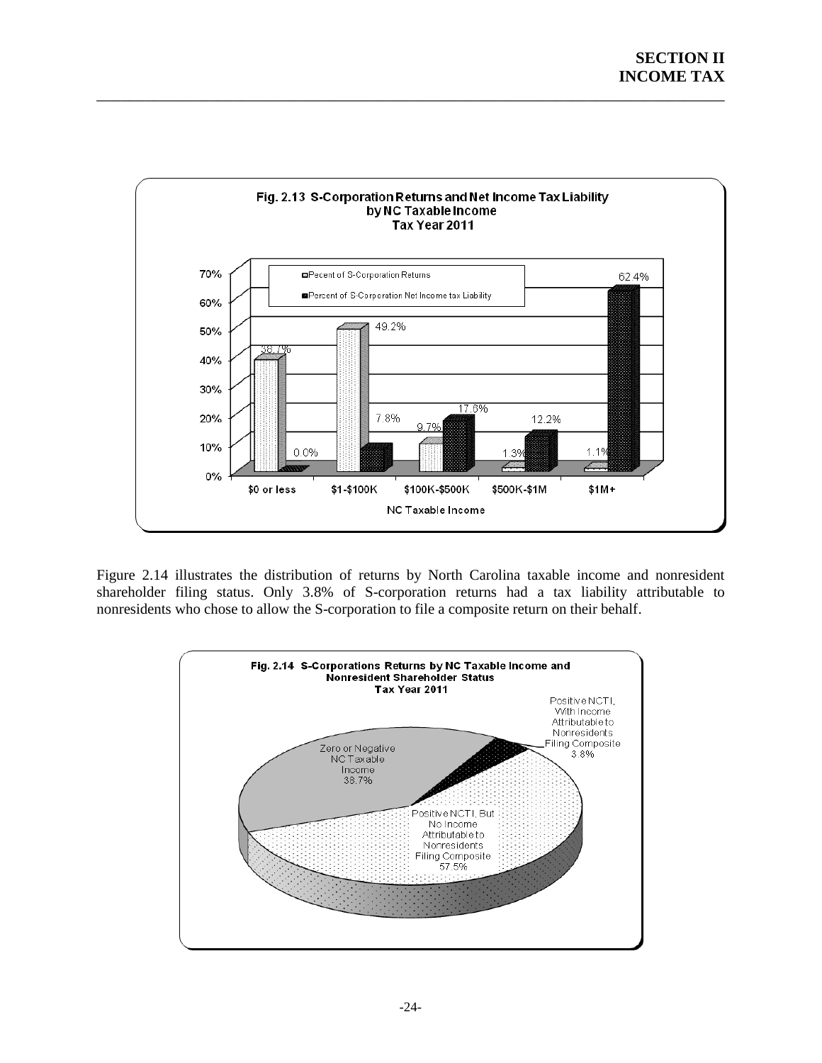**Fig. 2.13 S-Corporation Returns and Net Income Tax Liability by NC Taxable Income Tax Year 2011**

| NC Taxable Income | Pecent of S-Corporation Returns | Percent of S-Corporation Net Income tax Liability |
|---|---|---|
| $0 or less | 38.7% | 0.0% |
| $1-$100K | 49.2% | 7.8% |
| $100K-$500K | 9.7% | 17.6% |
| $500K-$1M | 1.3% | 12.2% |
| $1M+ | 1.1% | 62.4% |

Figure 2.14 illustrates the distribution of returns by North Carolina taxable income and nonresident shareholder filing status. Only 3.8% of S-corporation returns had a tax liability attributable to nonresidents who chose to allow the S-corporation to file a composite return on their behalf.

**Fig. 2.14 S-Corporations Returns by NC Taxable Income and Nonresident Shareholder Status Tax Year 2011**

| Category | Percent |
|---|---|
| Zero or Negative NC Taxable Income | 38.7% |
| Positive NCTI, But No Income Attributable to Nonresidents Filing Composite | 57.5% |
| Positive NCTI, With Income Attributable to Nonresidents Filing Composite | 3.8% |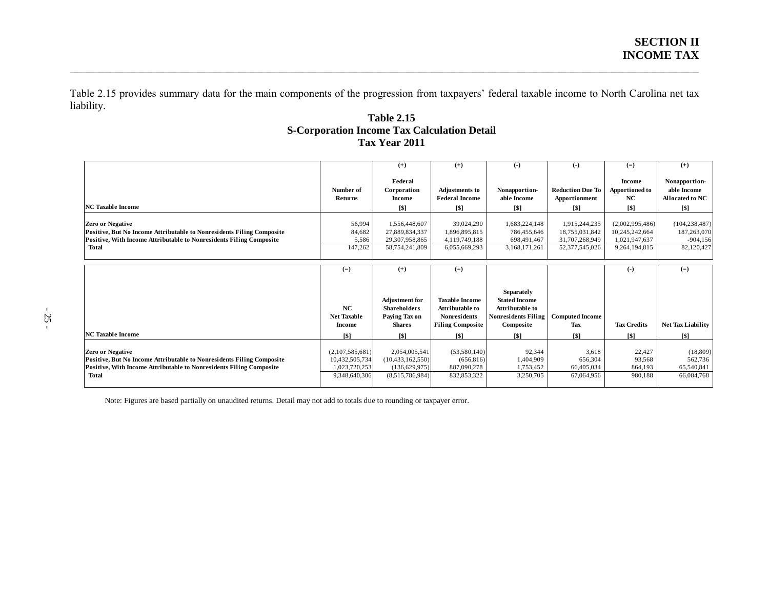Table 2.15 provides summary data for the main components of the progression from taxpayers' federal taxable income to North Carolina net tax liability.

**Table 2.15**
**S-Corporation Income Tax Calculation Detail**
**Tax Year 2011**

| NC Taxable Income | Number of Returns | (+) Federal Corporation Income [$] | (+) Adjustments to Federal Income [$] | (-) Nonapportion-able Income [$] | (-) Reduction Due To Apportionment [$] | (=) Income Apportioned to NC [$] | (+) Nonapportion-able Income Allocated to NC [$] |
|---|---|---|---|---|---|---|---|
| **Zero or Negative** | 56,994 | 1,556,448,607 | 39,024,290 | 1,683,224,148 | 1,915,244,235 | (2,002,995,486) | (104,238,487) |
| **Positive, But No Income Attributable to Nonresidents Filing Composite** | 84,682 | 27,889,834,337 | 1,896,895,815 | 786,455,646 | 18,755,031,842 | 10,245,242,664 | 187,263,070 |
| **Positive, With Income Attributable to Nonresidents Filing Composite** | 5,586 | 29,307,958,865 | 4,119,749,188 | 698,491,467 | 31,707,268,949 | 1,021,947,637 | -904,156 |
| **Total** | 147,262 | 58,754,241,809 | 6,055,669,293 | 3,168,171,261 | 52,377,545,026 | 9,264,194,815 | 82,120,427 |

| NC Taxable Income | (=) NC Net Taxable Income [$] | (+) Adjustment for Shareholders Paying Tax on Shares [$] | (=) Taxable Income Attributable to Nonresidents Filing Composite [$] | Separately Stated Income Attributable to Nonresidents Filing Composite [$] | Computed Income Tax [$] | (-) Tax Credits [$] | (=) Net Tax Liability [$] |
|---|---|---|---|---|---|---|---|
| **Zero or Negative** | (2,107,585,681) | 2,054,005,541 | (53,580,140) | 92,344 | 3,618 | 22,427 | (18,809) |
| **Positive, But No Income Attributable to Nonresidents Filing Composite** | 10,432,505,734 | (10,433,162,550) | (656,816) | 1,404,909 | 656,304 | 93,568 | 562,736 |
| **Positive, With Income Attributable to Nonresidents Filing Composite** | 1,023,720,253 | (136,629,975) | 887,090,278 | 1,753,452 | 66,405,034 | 864,193 | 65,540,841 |
| **Total** | 9,348,640,306 | (8,515,786,984) | 832,853,322 | 3,250,705 | 67,064,956 | 980,188 | 66,084,768 |

Note: Figures are based partially on unaudited returns. Detail may not add to totals due to rounding or taxpayer error.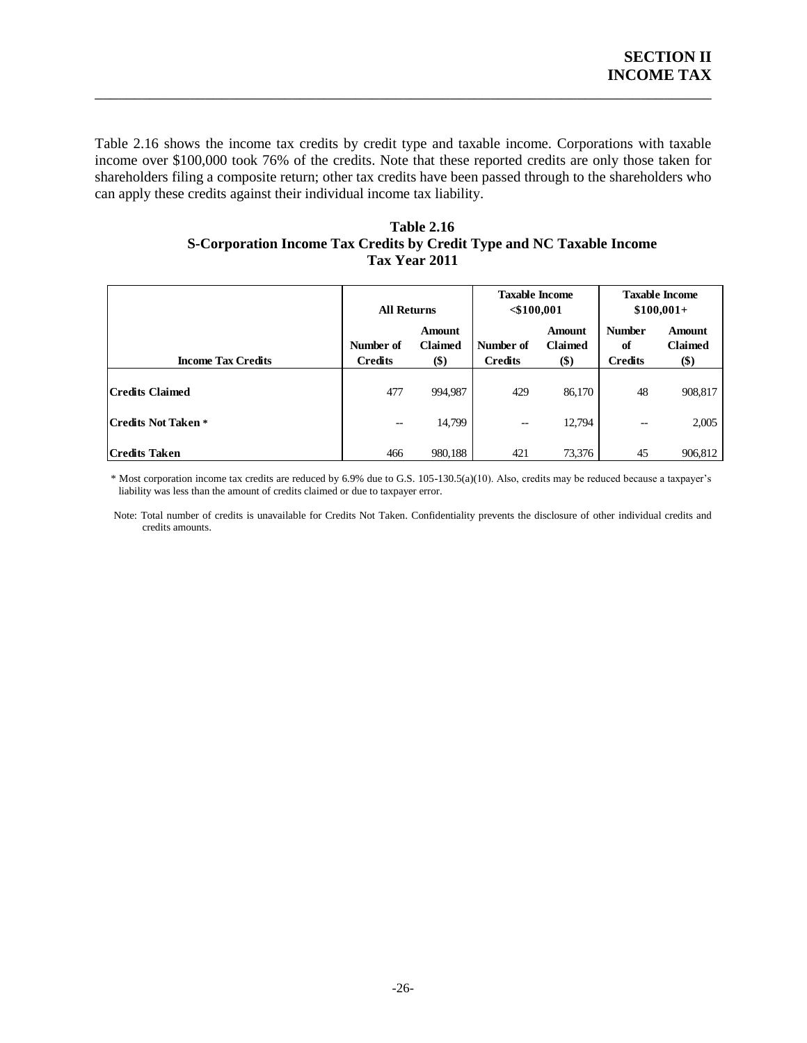Table 2.16 shows the income tax credits by credit type and taxable income. Corporations with taxable income over $100,000 took 76% of the credits. Note that these reported credits are only those taken for shareholders filing a composite return; other tax credits have been passed through to the shareholders who can apply these credits against their individual income tax liability.

**Table 2.16**
**S-Corporation Income Tax Credits by Credit Type and NC Taxable Income**
**Tax Year 2011**

| | All Returns | | Taxable Income <$100,001 | | Taxable Income $100,001+ | |
|---|---|---|---|---|---|---|
| **Income Tax Credits** | **Number of Credits** | **Amount Claimed ($)** | **Number of Credits** | **Amount Claimed ($)** | **Number of Credits** | **Amount Claimed ($)** |
| **Credits Claimed** | 477 | 994,987 | 429 | 86,170 | 48 | 908,817 |
| **Credits Not Taken** * | -- | 14,799 | -- | 12,794 | -- | 2,005 |
| **Credits Taken** | 466 | 980,188 | 421 | 73,376 | 45 | 906,812 |

* Most corporation income tax credits are reduced by 6.9% due to G.S. 105-130.5(a)(10). Also, credits may be reduced because a taxpayer's liability was less than the amount of credits claimed or due to taxpayer error.

Note: Total number of credits is unavailable for Credits Not Taken. Confidentiality prevents the disclosure of other individual credits and credits amounts.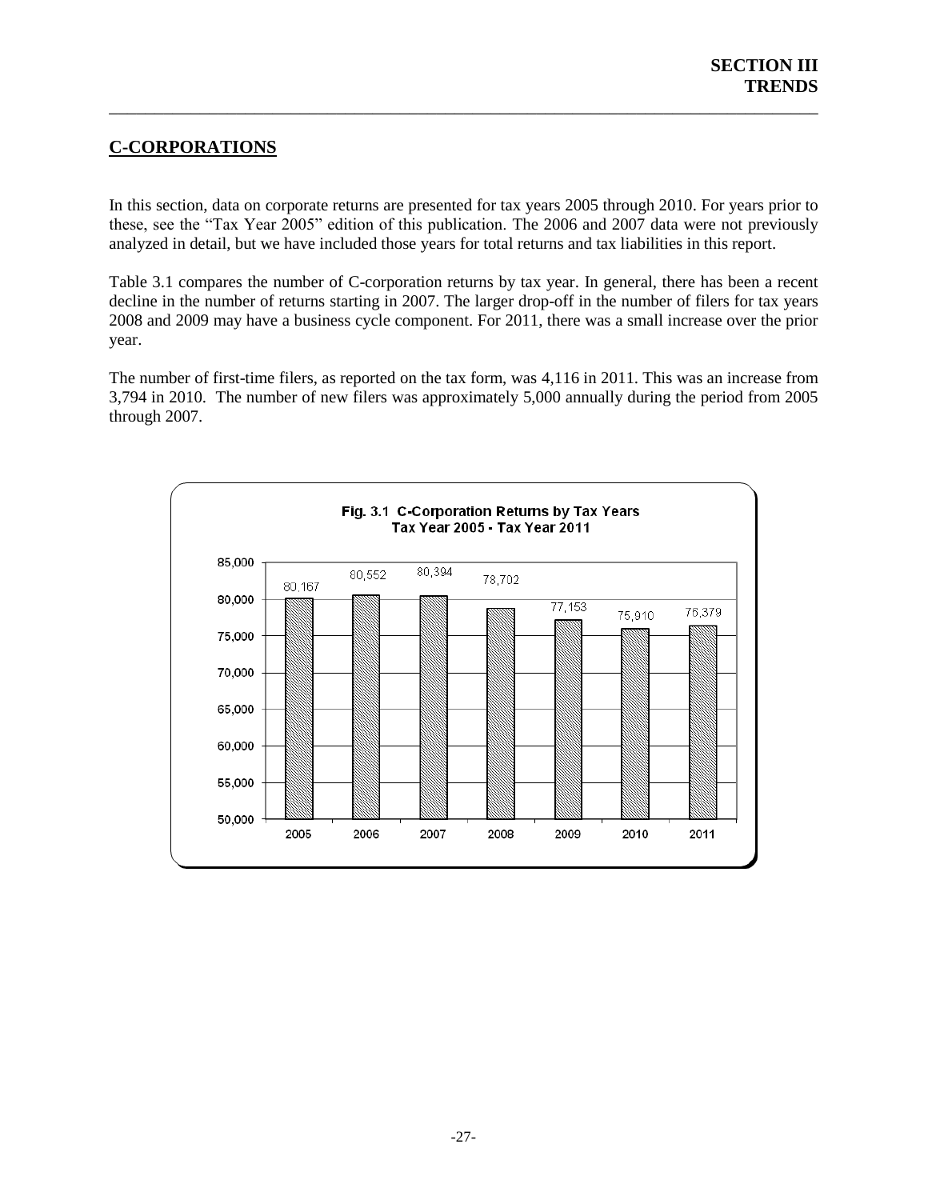## C-CORPORATIONS

In this section, data on corporate returns are presented for tax years 2005 through 2010. For years prior to these, see the "Tax Year 2005" edition of this publication. The 2006 and 2007 data were not previously analyzed in detail, but we have included those years for total returns and tax liabilities in this report.

Table 3.1 compares the number of C-corporation returns by tax year. In general, there has been a recent decline in the number of returns starting in 2007. The larger drop-off in the number of filers for tax years 2008 and 2009 may have a business cycle component. For 2011, there was a small increase over the prior year.

The number of first-time filers, as reported on the tax form, was 4,116 in 2011. This was an increase from 3,794 in 2010. The number of new filers was approximately 5,000 annually during the period from 2005 through 2007.

**Fig. 3.1 C-Corporation Returns by Tax Years**
**Tax Year 2005 - Tax Year 2011**

| Tax Year | Returns |
|---|---|
| 2005 | 80,167 |
| 2006 | 80,552 |
| 2007 | 80,394 |
| 2008 | 78,702 |
| 2009 | 77,153 |
| 2010 | 75,910 |
| 2011 | 76,379 |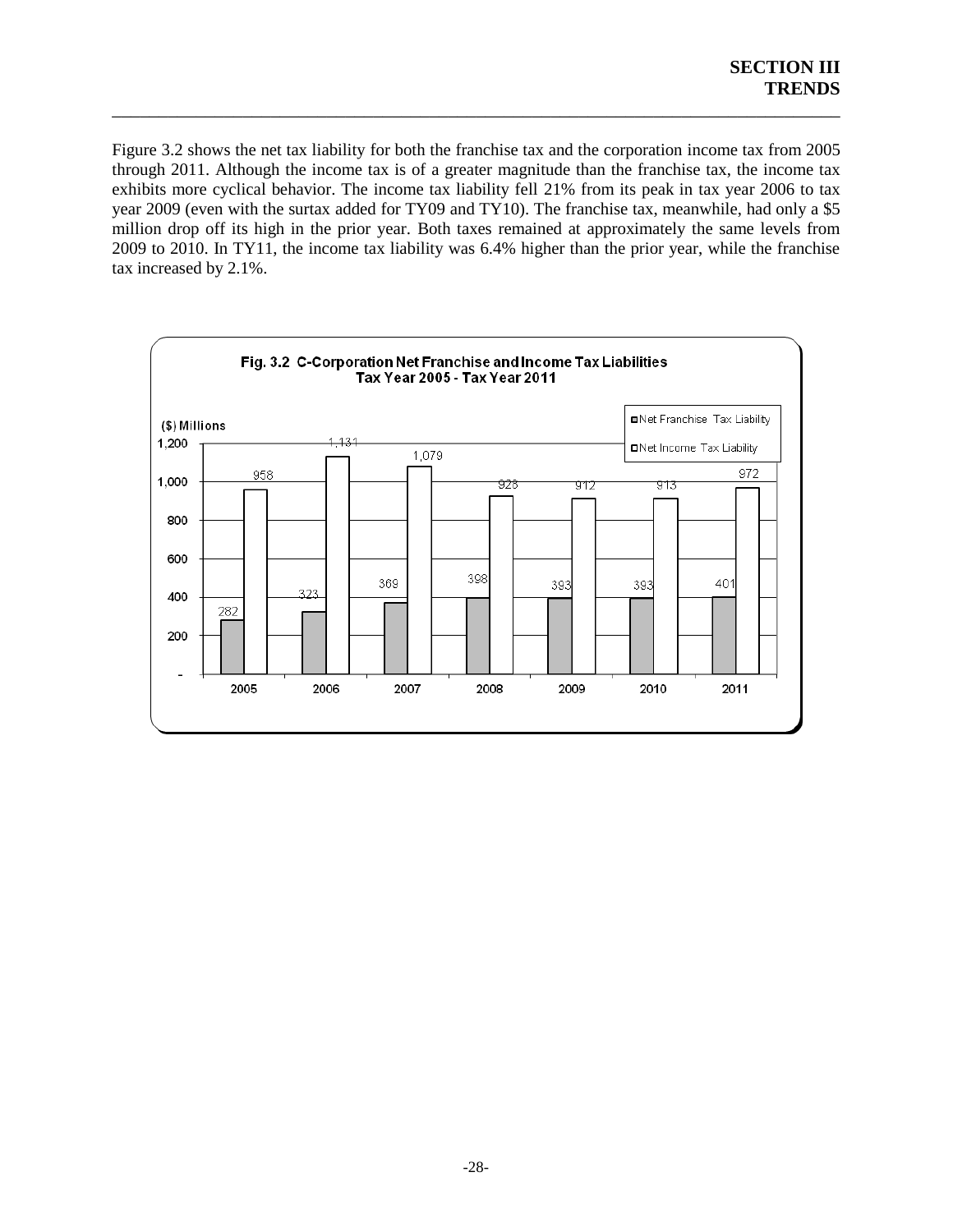Figure 3.2 shows the net tax liability for both the franchise tax and the corporation income tax from 2005 through 2011. Although the income tax is of a greater magnitude than the franchise tax, the income tax exhibits more cyclical behavior. The income tax liability fell 21% from its peak in tax year 2006 to tax year 2009 (even with the surtax added for TY09 and TY10). The franchise tax, meanwhile, had only a $5 million drop off its high in the prior year. Both taxes remained at approximately the same levels from 2009 to 2010. In TY11, the income tax liability was 6.4% higher than the prior year, while the franchise tax increased by 2.1%.

**Fig. 3.2 C-Corporation Net Franchise and Income Tax Liabilities**
**Tax Year 2005 - Tax Year 2011**

($) Millions

| Tax Year | Net Franchise Tax Liability | Net Income Tax Liability |
|---|---|---|
| 2005 | 282 | 958 |
| 2006 | 323 | 1,131 |
| 2007 | 369 | 1,079 |
| 2008 | 398 | 928 |
| 2009 | 393 | 912 |
| 2010 | 393 | 913 |
| 2011 | 401 | 972 |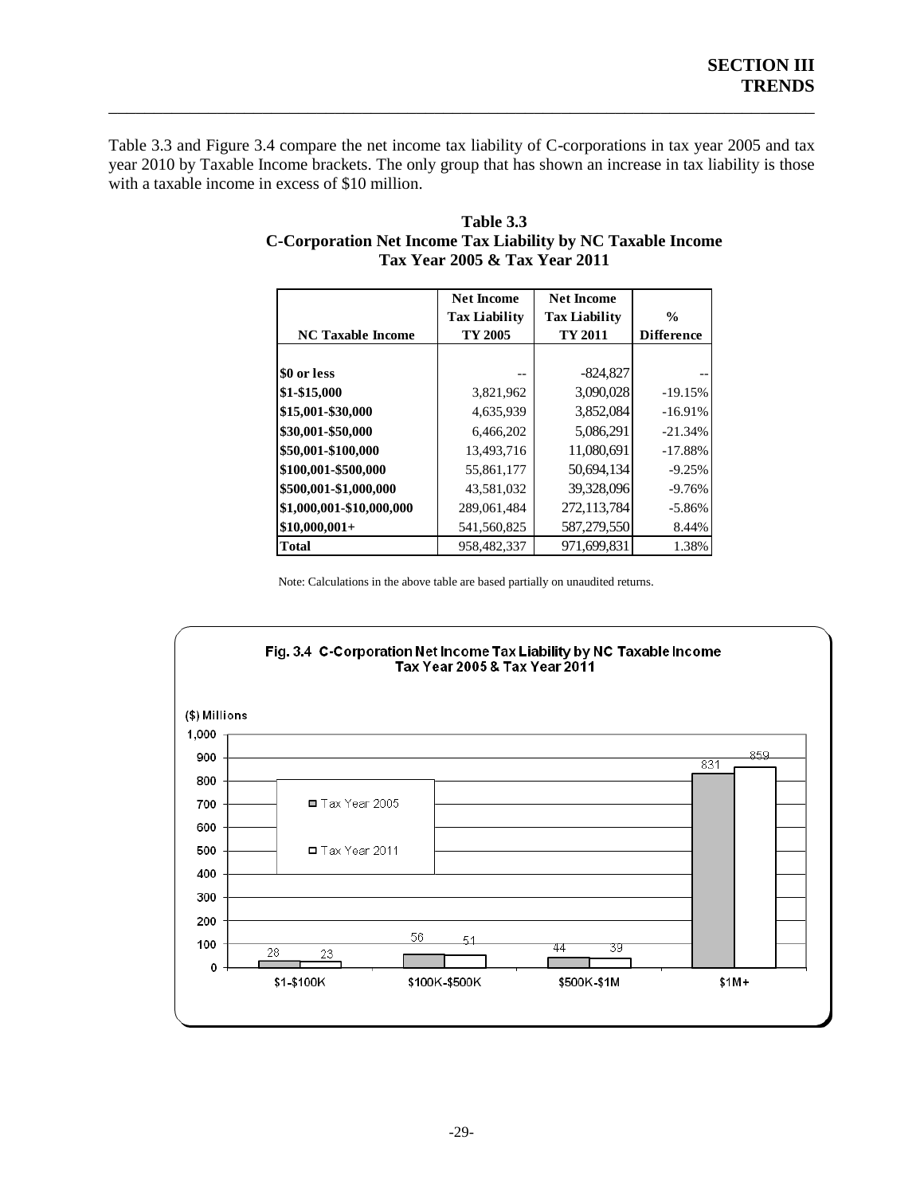Table 3.3 and Figure 3.4 compare the net income tax liability of C-corporations in tax year 2005 and tax year 2010 by Taxable Income brackets. The only group that has shown an increase in tax liability is those with a taxable income in excess of $10 million.

**Table 3.3**
**C-Corporation Net Income Tax Liability by NC Taxable Income**
**Tax Year 2005 & Tax Year 2011**

| NC Taxable Income | Net Income Tax Liability TY 2005 | Net Income Tax Liability TY 2011 | % Difference |
|---|---|---|---|
| $0 or less | -- | -824,827 | -- |
| $1-$15,000 | 3,821,962 | 3,090,028 | -19.15% |
| $15,001-$30,000 | 4,635,939 | 3,852,084 | -16.91% |
| $30,001-$50,000 | 6,466,202 | 5,086,291 | -21.34% |
| $50,001-$100,000 | 13,493,716 | 11,080,691 | -17.88% |
| $100,001-$500,000 | 55,861,177 | 50,694,134 | -9.25% |
| $500,001-$1,000,000 | 43,581,032 | 39,328,096 | -9.76% |
| $1,000,001-$10,000,000 | 289,061,484 | 272,113,784 | -5.86% |
| $10,000,001+ | 541,560,825 | 587,279,550 | 8.44% |
| **Total** | 958,482,337 | 971,699,831 | 1.38% |

Note: Calculations in the above table are based partially on unaudited returns.

**Fig. 3.4 C-Corporation Net Income Tax Liability by NC Taxable Income**
**Tax Year 2005 & Tax Year 2011**

($) Millions

| | Tax Year 2005 | Tax Year 2011 |
|---|---|---|
| $1-$100K | 28 | 23 |
| $100K-$500K | 56 | 51 |
| $500K-$1M | 44 | 39 |
| $1M+ | 831 | 859 |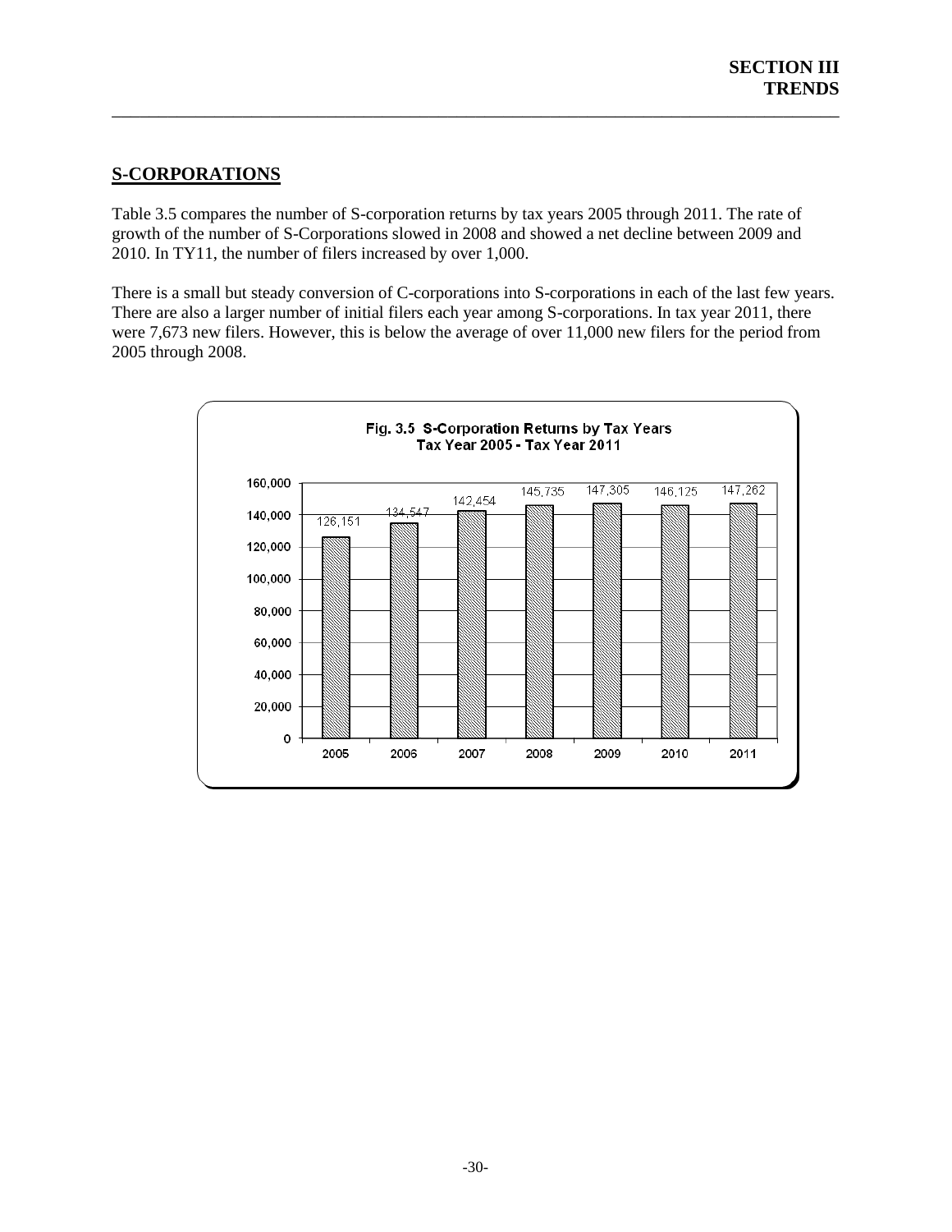## S-CORPORATIONS

Table 3.5 compares the number of S-corporation returns by tax years 2005 through 2011. The rate of growth of the number of S-Corporations slowed in 2008 and showed a net decline between 2009 and 2010. In TY11, the number of filers increased by over 1,000.

There is a small but steady conversion of C-corporations into S-corporations in each of the last few years. There are also a larger number of initial filers each year among S-corporations. In tax year 2011, there were 7,673 new filers. However, this is below the average of over 11,000 new filers for the period from 2005 through 2008.

**Fig. 3.5 S-Corporation Returns by Tax Years**
**Tax Year 2005 - Tax Year 2011**

| Tax Year | Returns |
|---|---|
| 2005 | 126,151 |
| 2006 | 134,547 |
| 2007 | 142,454 |
| 2008 | 145,735 |
| 2009 | 147,305 |
| 2010 | 146,125 |
| 2011 | 147,262 |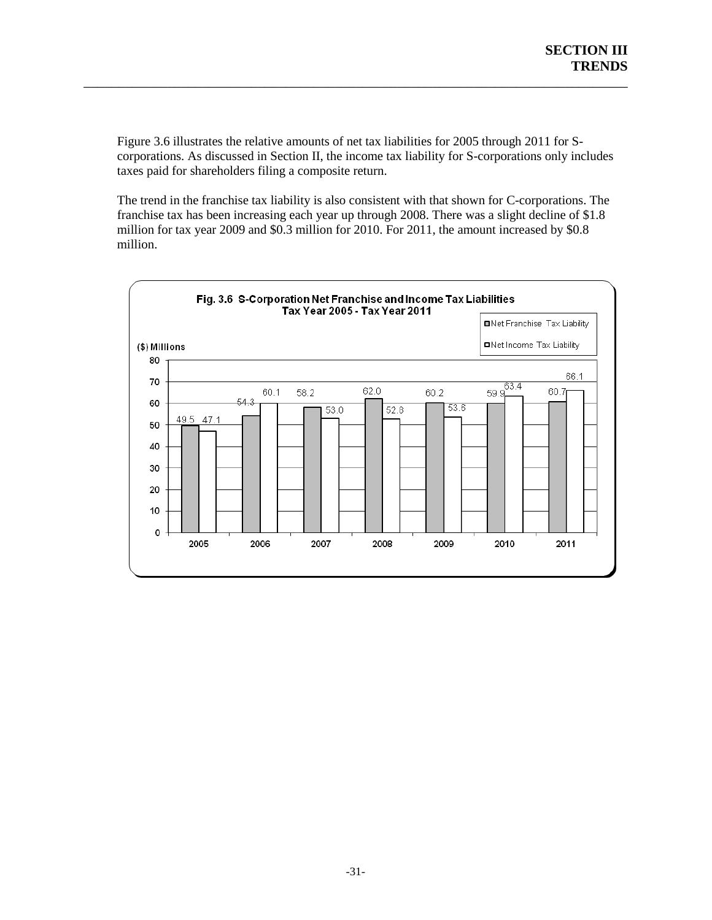Figure 3.6 illustrates the relative amounts of net tax liabilities for 2005 through 2011 for S-corporations. As discussed in Section II, the income tax liability for S-corporations only includes taxes paid for shareholders filing a composite return.

The trend in the franchise tax liability is also consistent with that shown for C-corporations. The franchise tax has been increasing each year up through 2008. There was a slight decline of $1.8 million for tax year 2009 and $0.3 million for 2010. For 2011, the amount increased by $0.8 million.

**Fig. 3.6 S-Corporation Net Franchise and Income Tax Liabilities Tax Year 2005 - Tax Year 2011**

($) Millions

| Tax Year | Net Franchise Tax Liability | Net Income Tax Liability |
|---|---|---|
| 2005 | 49.5 | 47.1 |
| 2006 | 54.3 | 60.1 |
| 2007 | 58.2 | 53.0 |
| 2008 | 62.0 | 52.8 |
| 2009 | 60.2 | 53.6 |
| 2010 | 59.9 | 63.4 |
| 2011 | 60.7 | 66.1 |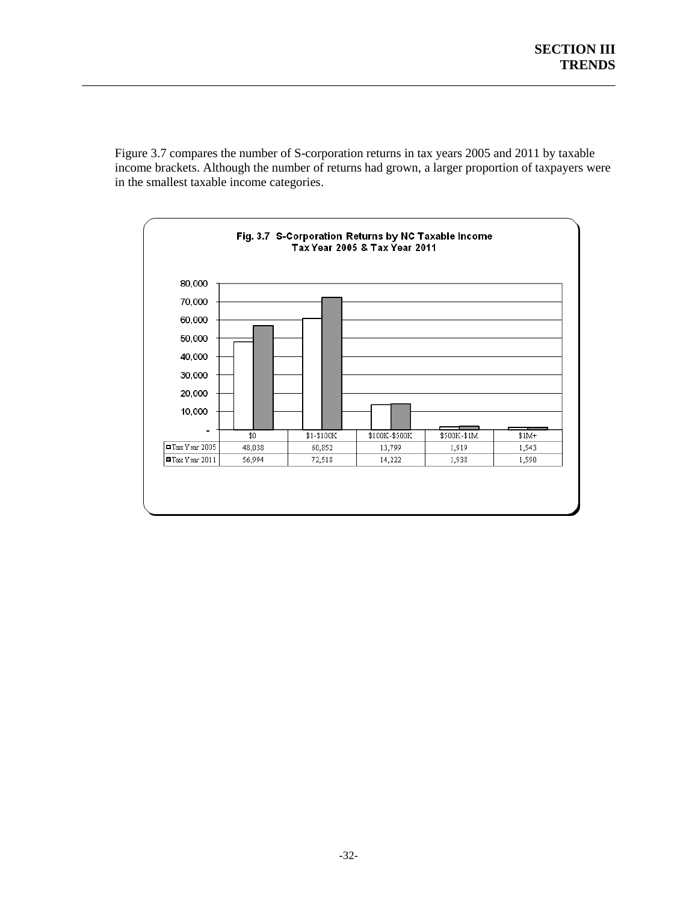Figure 3.7 compares the number of S-corporation returns in tax years 2005 and 2011 by taxable income brackets. Although the number of returns had grown, a larger proportion of taxpayers were in the smallest taxable income categories.

**Fig. 3.7 S-Corporation Returns by NC Taxable Income**
**Tax Year 2005 & Tax Year 2011**

| | $0 | $1-$100K | $100K-$500K | $500K-$1M | $1M+ |
|---|---|---|---|---|---|
| Tax Year 2005 | 48,038 | 60,852 | 13,799 | 1,919 | 1,543 |
| Tax Year 2011 | 56,994 | 72,518 | 14,222 | 1,938 | 1,590 |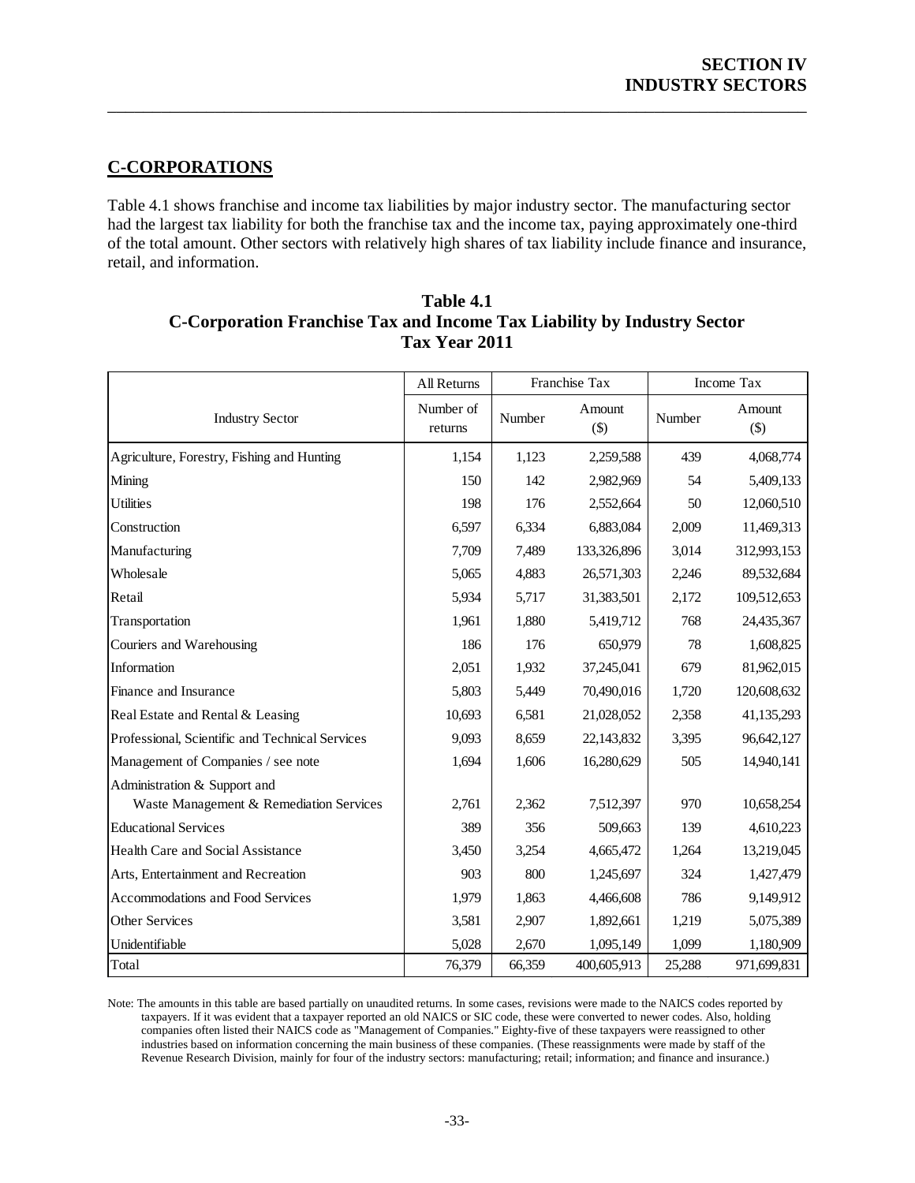## SECTION IV
## INDUSTRY SECTORS

### C-CORPORATIONS

Table 4.1 shows franchise and income tax liabilities by major industry sector. The manufacturing sector had the largest tax liability for both the franchise tax and the income tax, paying approximately one-third of the total amount. Other sectors with relatively high shares of tax liability include finance and insurance, retail, and information.

**Table 4.1**
**C-Corporation Franchise Tax and Income Tax Liability by Industry Sector**
**Tax Year 2011**

| | All Returns | Franchise Tax | | Income Tax | |
|---|---|---|---|---|---|
| Industry Sector | Number of returns | Number | Amount ($) | Number | Amount ($) |
| Agriculture, Forestry, Fishing and Hunting | 1,154 | 1,123 | 2,259,588 | 439 | 4,068,774 |
| Mining | 150 | 142 | 2,982,969 | 54 | 5,409,133 |
| Utilities | 198 | 176 | 2,552,664 | 50 | 12,060,510 |
| Construction | 6,597 | 6,334 | 6,883,084 | 2,009 | 11,469,313 |
| Manufacturing | 7,709 | 7,489 | 133,326,896 | 3,014 | 312,993,153 |
| Wholesale | 5,065 | 4,883 | 26,571,303 | 2,246 | 89,532,684 |
| Retail | 5,934 | 5,717 | 31,383,501 | 2,172 | 109,512,653 |
| Transportation | 1,961 | 1,880 | 5,419,712 | 768 | 24,435,367 |
| Couriers and Warehousing | 186 | 176 | 650,979 | 78 | 1,608,825 |
| Information | 2,051 | 1,932 | 37,245,041 | 679 | 81,962,015 |
| Finance and Insurance | 5,803 | 5,449 | 70,490,016 | 1,720 | 120,608,632 |
| Real Estate and Rental & Leasing | 10,693 | 6,581 | 21,028,052 | 2,358 | 41,135,293 |
| Professional, Scientific and Technical Services | 9,093 | 8,659 | 22,143,832 | 3,395 | 96,642,127 |
| Management of Companies / see note | 1,694 | 1,606 | 16,280,629 | 505 | 14,940,141 |
| Administration & Support and Waste Management & Remediation Services | 2,761 | 2,362 | 7,512,397 | 970 | 10,658,254 |
| Educational Services | 389 | 356 | 509,663 | 139 | 4,610,223 |
| Health Care and Social Assistance | 3,450 | 3,254 | 4,665,472 | 1,264 | 13,219,045 |
| Arts, Entertainment and Recreation | 903 | 800 | 1,245,697 | 324 | 1,427,479 |
| Accommodations and Food Services | 1,979 | 1,863 | 4,466,608 | 786 | 9,149,912 |
| Other Services | 3,581 | 2,907 | 1,892,661 | 1,219 | 5,075,389 |
| Unidentifiable | 5,028 | 2,670 | 1,095,149 | 1,099 | 1,180,909 |
| Total | 76,379 | 66,359 | 400,605,913 | 25,288 | 971,699,831 |

Note: The amounts in this table are based partially on unaudited returns. In some cases, revisions were made to the NAICS codes reported by taxpayers. If it was evident that a taxpayer reported an old NAICS or SIC code, these were converted to newer codes. Also, holding companies often listed their NAICS code as "Management of Companies." Eighty-five of these taxpayers were reassigned to other industries based on information concerning the main business of these companies. (These reassignments were made by staff of the Revenue Research Division, mainly for four of the industry sectors: manufacturing; retail; information; and finance and insurance.)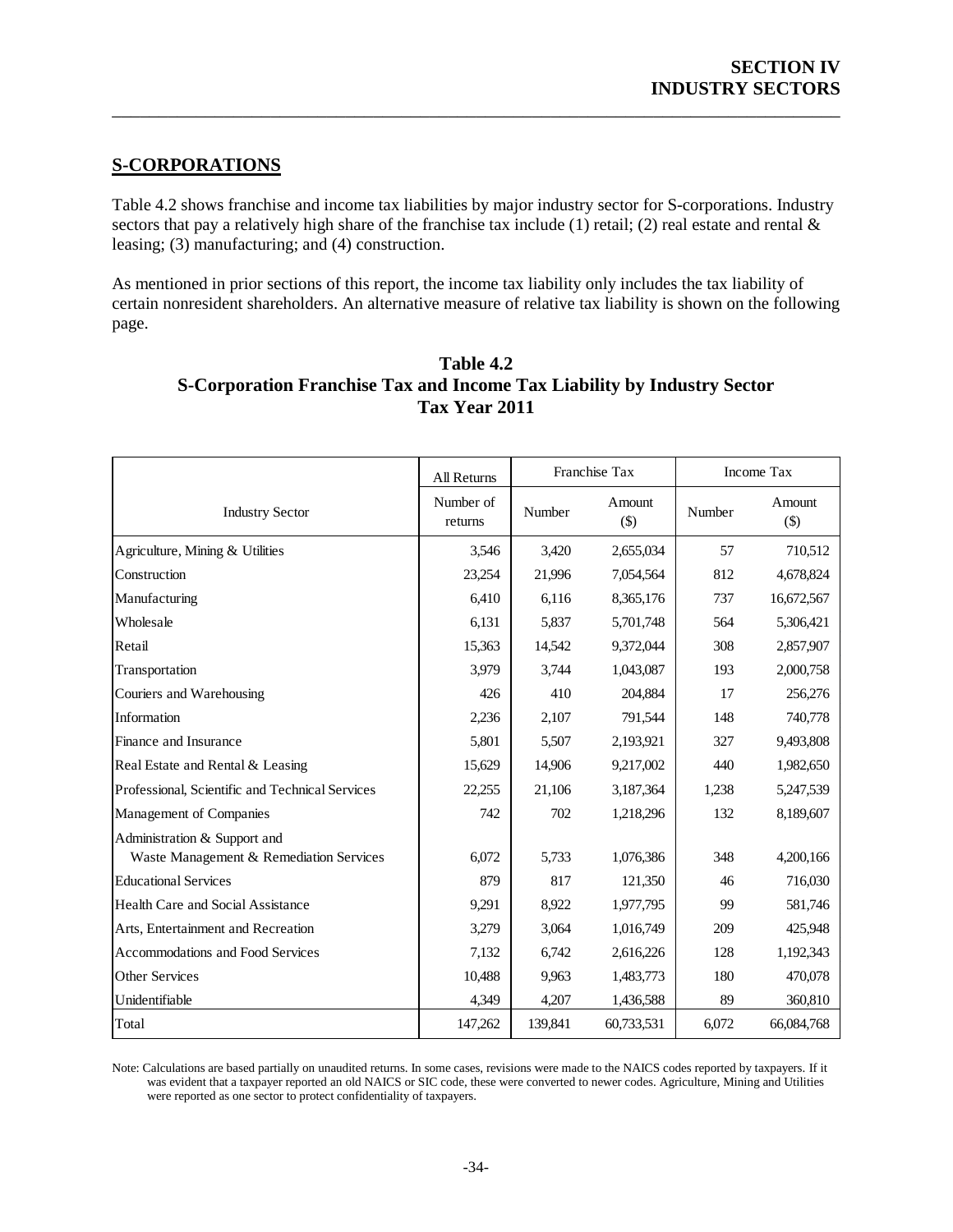**SECTION IV**
**INDUSTRY SECTORS**

## S-CORPORATIONS

Table 4.2 shows franchise and income tax liabilities by major industry sector for S-corporations. Industry sectors that pay a relatively high share of the franchise tax include (1) retail; (2) real estate and rental & leasing; (3) manufacturing; and (4) construction.

As mentioned in prior sections of this report, the income tax liability only includes the tax liability of certain nonresident shareholders. An alternative measure of relative tax liability is shown on the following page.

**Table 4.2**
**S-Corporation Franchise Tax and Income Tax Liability by Industry Sector**
**Tax Year 2011**

| | All Returns | Franchise Tax | | Income Tax | |
|---|---|---|---|---|---|
| Industry Sector | Number of returns | Number | Amount ($) | Number | Amount ($) |
| Agriculture, Mining & Utilities | 3,546 | 3,420 | 2,655,034 | 57 | 710,512 |
| Construction | 23,254 | 21,996 | 7,054,564 | 812 | 4,678,824 |
| Manufacturing | 6,410 | 6,116 | 8,365,176 | 737 | 16,672,567 |
| Wholesale | 6,131 | 5,837 | 5,701,748 | 564 | 5,306,421 |
| Retail | 15,363 | 14,542 | 9,372,044 | 308 | 2,857,907 |
| Transportation | 3,979 | 3,744 | 1,043,087 | 193 | 2,000,758 |
| Couriers and Warehousing | 426 | 410 | 204,884 | 17 | 256,276 |
| Information | 2,236 | 2,107 | 791,544 | 148 | 740,778 |
| Finance and Insurance | 5,801 | 5,507 | 2,193,921 | 327 | 9,493,808 |
| Real Estate and Rental & Leasing | 15,629 | 14,906 | 9,217,002 | 440 | 1,982,650 |
| Professional, Scientific and Technical Services | 22,255 | 21,106 | 3,187,364 | 1,238 | 5,247,539 |
| Management of Companies | 742 | 702 | 1,218,296 | 132 | 8,189,607 |
| Administration & Support and Waste Management & Remediation Services | 6,072 | 5,733 | 1,076,386 | 348 | 4,200,166 |
| Educational Services | 879 | 817 | 121,350 | 46 | 716,030 |
| Health Care and Social Assistance | 9,291 | 8,922 | 1,977,795 | 99 | 581,746 |
| Arts, Entertainment and Recreation | 3,279 | 3,064 | 1,016,749 | 209 | 425,948 |
| Accommodations and Food Services | 7,132 | 6,742 | 2,616,226 | 128 | 1,192,343 |
| Other Services | 10,488 | 9,963 | 1,483,773 | 180 | 470,078 |
| Unidentifiable | 4,349 | 4,207 | 1,436,588 | 89 | 360,810 |
| Total | 147,262 | 139,841 | 60,733,531 | 6,072 | 66,084,768 |

Note: Calculations are based partially on unaudited returns. In some cases, revisions were made to the NAICS codes reported by taxpayers. If it was evident that a taxpayer reported an old NAICS or SIC code, these were converted to newer codes. Agriculture, Mining and Utilities were reported as one sector to protect confidentiality of taxpayers.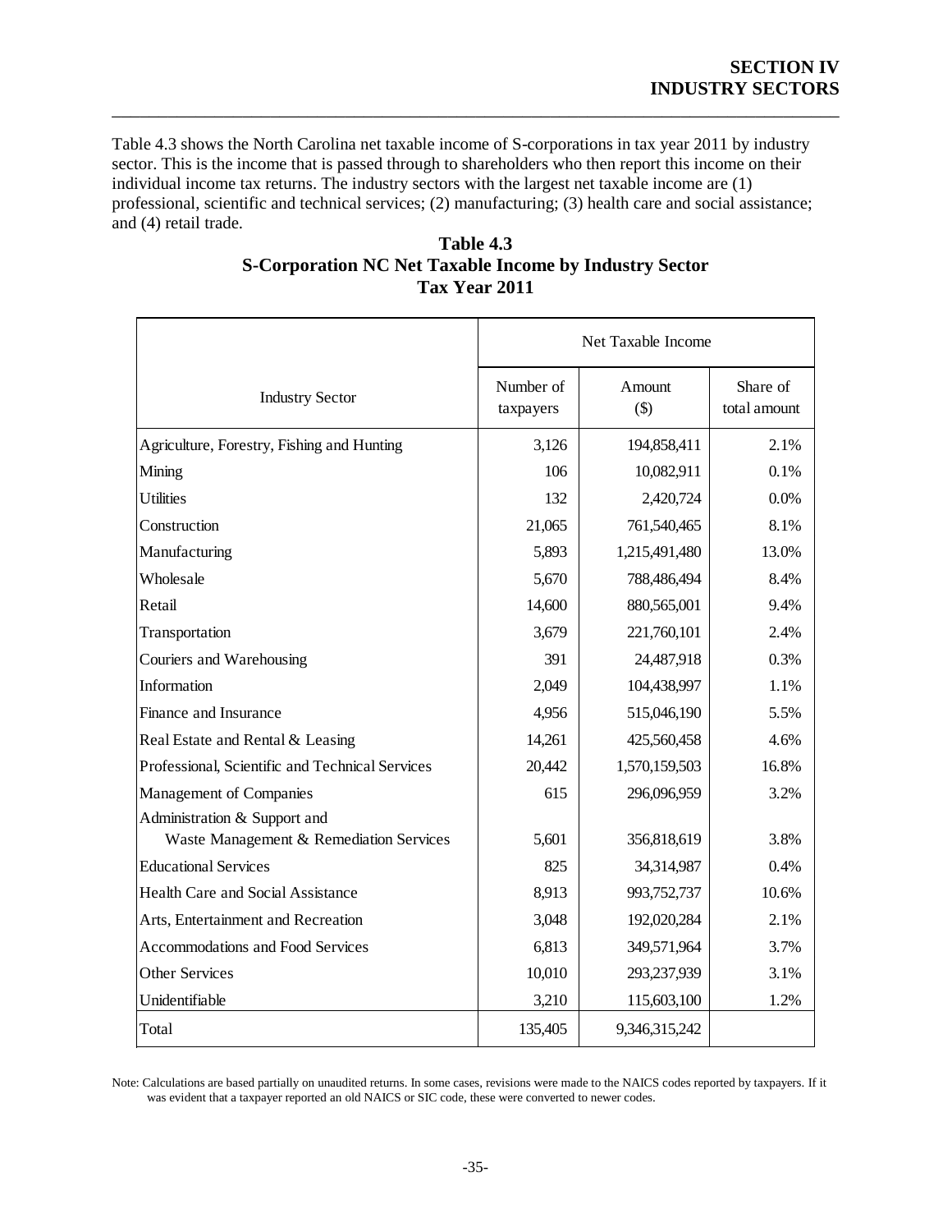Table 4.3 shows the North Carolina net taxable income of S-corporations in tax year 2011 by industry sector. This is the income that is passed through to shareholders who then report this income on their individual income tax returns. The industry sectors with the largest net taxable income are (1) professional, scientific and technical services; (2) manufacturing; (3) health care and social assistance; and (4) retail trade.

**Table 4.3**
**S-Corporation NC Net Taxable Income by Industry Sector**
**Tax Year 2011**

| | Net Taxable Income | | |
|---|---|---|---|
| Industry Sector | Number of taxpayers | Amount ($) | Share of total amount |
| Agriculture, Forestry, Fishing and Hunting | 3,126 | 194,858,411 | 2.1% |
| Mining | 106 | 10,082,911 | 0.1% |
| Utilities | 132 | 2,420,724 | 0.0% |
| Construction | 21,065 | 761,540,465 | 8.1% |
| Manufacturing | 5,893 | 1,215,491,480 | 13.0% |
| Wholesale | 5,670 | 788,486,494 | 8.4% |
| Retail | 14,600 | 880,565,001 | 9.4% |
| Transportation | 3,679 | 221,760,101 | 2.4% |
| Couriers and Warehousing | 391 | 24,487,918 | 0.3% |
| Information | 2,049 | 104,438,997 | 1.1% |
| Finance and Insurance | 4,956 | 515,046,190 | 5.5% |
| Real Estate and Rental & Leasing | 14,261 | 425,560,458 | 4.6% |
| Professional, Scientific and Technical Services | 20,442 | 1,570,159,503 | 16.8% |
| Management of Companies | 615 | 296,096,959 | 3.2% |
| Administration & Support and Waste Management & Remediation Services | 5,601 | 356,818,619 | 3.8% |
| Educational Services | 825 | 34,314,987 | 0.4% |
| Health Care and Social Assistance | 8,913 | 993,752,737 | 10.6% |
| Arts, Entertainment and Recreation | 3,048 | 192,020,284 | 2.1% |
| Accommodations and Food Services | 6,813 | 349,571,964 | 3.7% |
| Other Services | 10,010 | 293,237,939 | 3.1% |
| Unidentifiable | 3,210 | 115,603,100 | 1.2% |
| Total | 135,405 | 9,346,315,242 | |

Note: Calculations are based partially on unaudited returns. In some cases, revisions were made to the NAICS codes reported by taxpayers. If it was evident that a taxpayer reported an old NAICS or SIC code, these were converted to newer codes.